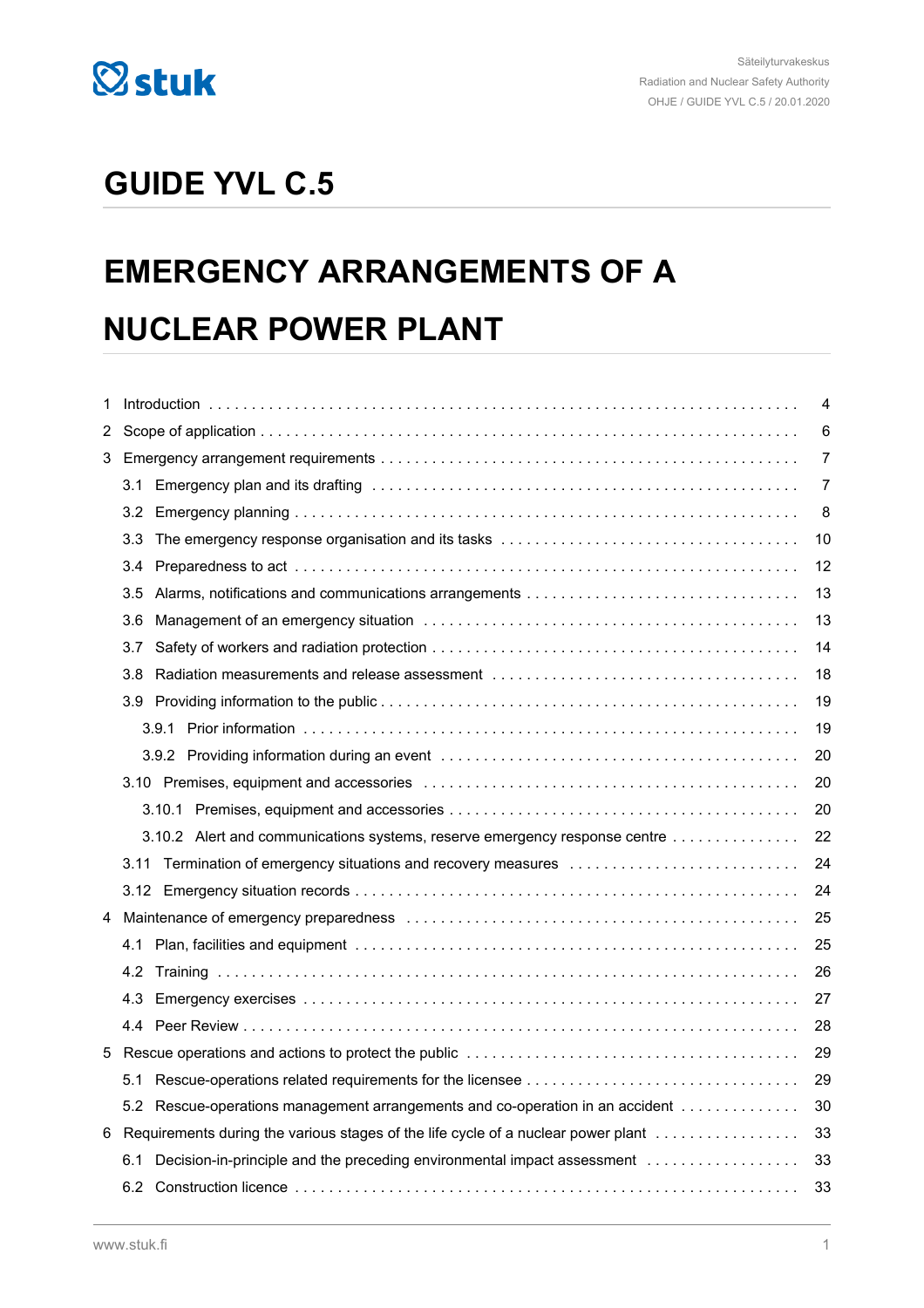Säteilyturvakeskus
Radiation and Nuclear Safety Authority
OHJE / GUIDE YVL C.5 / 20.01.2020

# GUIDE YVL C.5

# EMERGENCY ARRANGEMENTS OF A NUCLEAR POWER PLANT

| | | |
|---|---|---|
| 1 | Introduction | 4 |
| 2 | Scope of application | 6 |
| 3 | Emergency arrangement requirements | 7 |
| 3.1 | Emergency plan and its drafting | 7 |
| 3.2 | Emergency planning | 8 |
| 3.3 | The emergency response organisation and its tasks | 10 |
| 3.4 | Preparedness to act | 12 |
| 3.5 | Alarms, notifications and communications arrangements | 13 |
| 3.6 | Management of an emergency situation | 13 |
| 3.7 | Safety of workers and radiation protection | 14 |
| 3.8 | Radiation measurements and release assessment | 18 |
| 3.9 | Providing information to the public | 19 |
| 3.9.1 | Prior information | 19 |
| 3.9.2 | Providing information during an event | 20 |
| 3.10 | Premises, equipment and accessories | 20 |
| 3.10.1 | Premises, equipment and accessories | 20 |
| 3.10.2 | Alert and communications systems, reserve emergency response centre | 22 |
| 3.11 | Termination of emergency situations and recovery measures | 24 |
| 3.12 | Emergency situation records | 24 |
| 4 | Maintenance of emergency preparedness | 25 |
| 4.1 | Plan, facilities and equipment | 25 |
| 4.2 | Training | 26 |
| 4.3 | Emergency exercises | 27 |
| 4.4 | Peer Review | 28 |
| 5 | Rescue operations and actions to protect the public | 29 |
| 5.1 | Rescue-operations related requirements for the licensee | 29 |
| 5.2 | Rescue-operations management arrangements and co-operation in an accident | 30 |
| 6 | Requirements during the various stages of the life cycle of a nuclear power plant | 33 |
| 6.1 | Decision-in-principle and the preceding environmental impact assessment | 33 |
| 6.2 | Construction licence | 33 |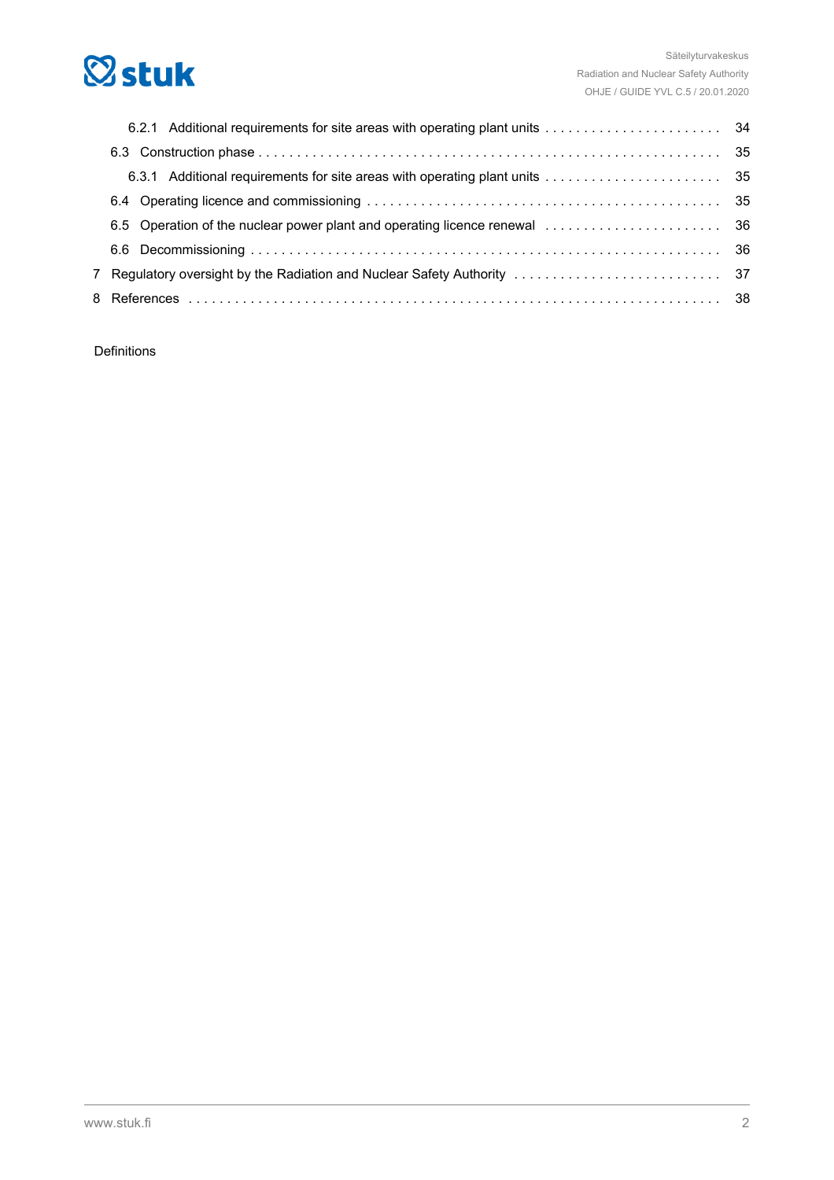6.2.1 Additional requirements for site areas with operating plant units . . . . . . . . . . . . . . . . . . . . . . . . 34

6.3 Construction phase . . . . . . . . . . . . . . . . . . . . . . . . . . . . . . . . . . . . . . . . . . . . . . . . . . . . . . . . . . . . 35

6.3.1 Additional requirements for site areas with operating plant units . . . . . . . . . . . . . . . . . . . . . . . . 35

6.4 Operating licence and commissioning . . . . . . . . . . . . . . . . . . . . . . . . . . . . . . . . . . . . . . . . . . . . . 35

6.5 Operation of the nuclear power plant and operating licence renewal . . . . . . . . . . . . . . . . . . . . . . . 36

6.6 Decommissioning . . . . . . . . . . . . . . . . . . . . . . . . . . . . . . . . . . . . . . . . . . . . . . . . . . . . . . . . . . . . 36

7 Regulatory oversight by the Radiation and Nuclear Safety Authority . . . . . . . . . . . . . . . . . . . . . . . . . . . 37

8 References . . . . . . . . . . . . . . . . . . . . . . . . . . . . . . . . . . . . . . . . . . . . . . . . . . . . . . . . . . . . . . . . . . . . 38

Definitions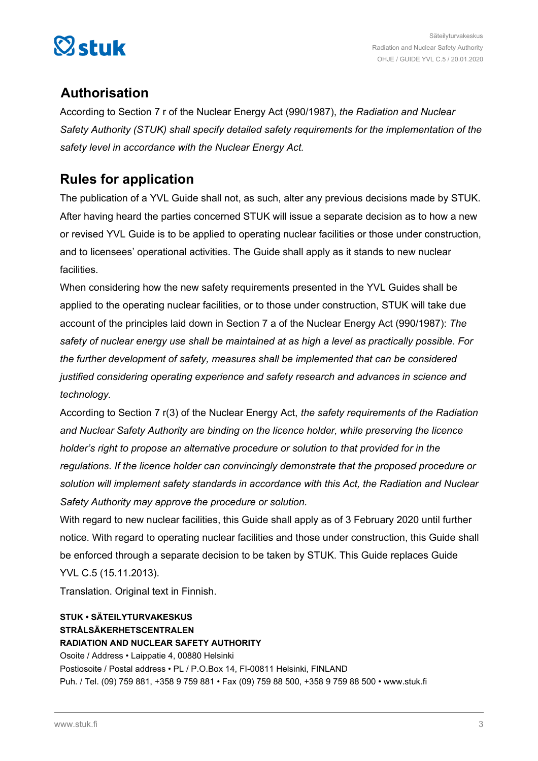## Authorisation

According to Section 7 r of the Nuclear Energy Act (990/1987), *the Radiation and Nuclear Safety Authority (STUK) shall specify detailed safety requirements for the implementation of the safety level in accordance with the Nuclear Energy Act.*

## Rules for application

The publication of a YVL Guide shall not, as such, alter any previous decisions made by STUK. After having heard the parties concerned STUK will issue a separate decision as to how a new or revised YVL Guide is to be applied to operating nuclear facilities or those under construction, and to licensees' operational activities. The Guide shall apply as it stands to new nuclear facilities.

When considering how the new safety requirements presented in the YVL Guides shall be applied to the operating nuclear facilities, or to those under construction, STUK will take due account of the principles laid down in Section 7 a of the Nuclear Energy Act (990/1987): *The safety of nuclear energy use shall be maintained at as high a level as practically possible. For the further development of safety, measures shall be implemented that can be considered justified considering operating experience and safety research and advances in science and technology.*

According to Section 7 r(3) of the Nuclear Energy Act, *the safety requirements of the Radiation and Nuclear Safety Authority are binding on the licence holder, while preserving the licence holder's right to propose an alternative procedure or solution to that provided for in the regulations. If the licence holder can convincingly demonstrate that the proposed procedure or solution will implement safety standards in accordance with this Act, the Radiation and Nuclear Safety Authority may approve the procedure or solution.*

With regard to new nuclear facilities, this Guide shall apply as of 3 February 2020 until further notice. With regard to operating nuclear facilities and those under construction, this Guide shall be enforced through a separate decision to be taken by STUK. This Guide replaces Guide YVL C.5 (15.11.2013).

Translation. Original text in Finnish.

**STUK • SÄTEILYTURVAKESKUS**
**STRÅLSÄKERHETSCENTRALEN**
**RADIATION AND NUCLEAR SAFETY AUTHORITY**
Osoite / Address • Laippatie 4, 00880 Helsinki
Postiosoite / Postal address • PL / P.O.Box 14, FI-00811 Helsinki, FINLAND
Puh. / Tel. (09) 759 881, +358 9 759 881 • Fax (09) 759 88 500, +358 9 759 88 500 • www.stuk.fi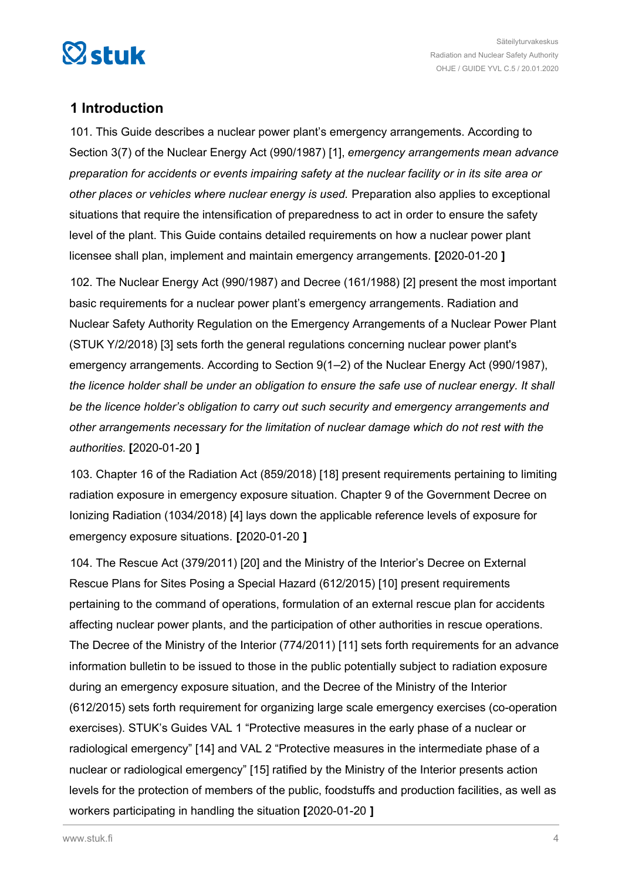## 1 Introduction

101. This Guide describes a nuclear power plant's emergency arrangements. According to Section 3(7) of the Nuclear Energy Act (990/1987) [1], *emergency arrangements mean advance preparation for accidents or events impairing safety at the nuclear facility or in its site area or other places or vehicles where nuclear energy is used.* Preparation also applies to exceptional situations that require the intensification of preparedness to act in order to ensure the safety level of the plant. This Guide contains detailed requirements on how a nuclear power plant licensee shall plan, implement and maintain emergency arrangements. **[**2020-01-20 **]**

102. The Nuclear Energy Act (990/1987) and Decree (161/1988) [2] present the most important basic requirements for a nuclear power plant's emergency arrangements. Radiation and Nuclear Safety Authority Regulation on the Emergency Arrangements of a Nuclear Power Plant (STUK Y/2/2018) [3] sets forth the general regulations concerning nuclear power plant's emergency arrangements. According to Section 9(1–2) of the Nuclear Energy Act (990/1987), *the licence holder shall be under an obligation to ensure the safe use of nuclear energy. It shall be the licence holder's obligation to carry out such security and emergency arrangements and other arrangements necessary for the limitation of nuclear damage which do not rest with the authorities.* **[**2020-01-20 **]**

103. Chapter 16 of the Radiation Act (859/2018) [18] present requirements pertaining to limiting radiation exposure in emergency exposure situation. Chapter 9 of the Government Decree on Ionizing Radiation (1034/2018) [4] lays down the applicable reference levels of exposure for emergency exposure situations. **[**2020-01-20 **]**

104. The Rescue Act (379/2011) [20] and the Ministry of the Interior's Decree on External Rescue Plans for Sites Posing a Special Hazard (612/2015) [10] present requirements pertaining to the command of operations, formulation of an external rescue plan for accidents affecting nuclear power plants, and the participation of other authorities in rescue operations. The Decree of the Ministry of the Interior (774/2011) [11] sets forth requirements for an advance information bulletin to be issued to those in the public potentially subject to radiation exposure during an emergency exposure situation, and the Decree of the Ministry of the Interior (612/2015) sets forth requirement for organizing large scale emergency exercises (co-operation exercises). STUK's Guides VAL 1 "Protective measures in the early phase of a nuclear or radiological emergency" [14] and VAL 2 "Protective measures in the intermediate phase of a nuclear or radiological emergency" [15] ratified by the Ministry of the Interior presents action levels for the protection of members of the public, foodstuffs and production facilities, as well as workers participating in handling the situation **[**2020-01-20 **]**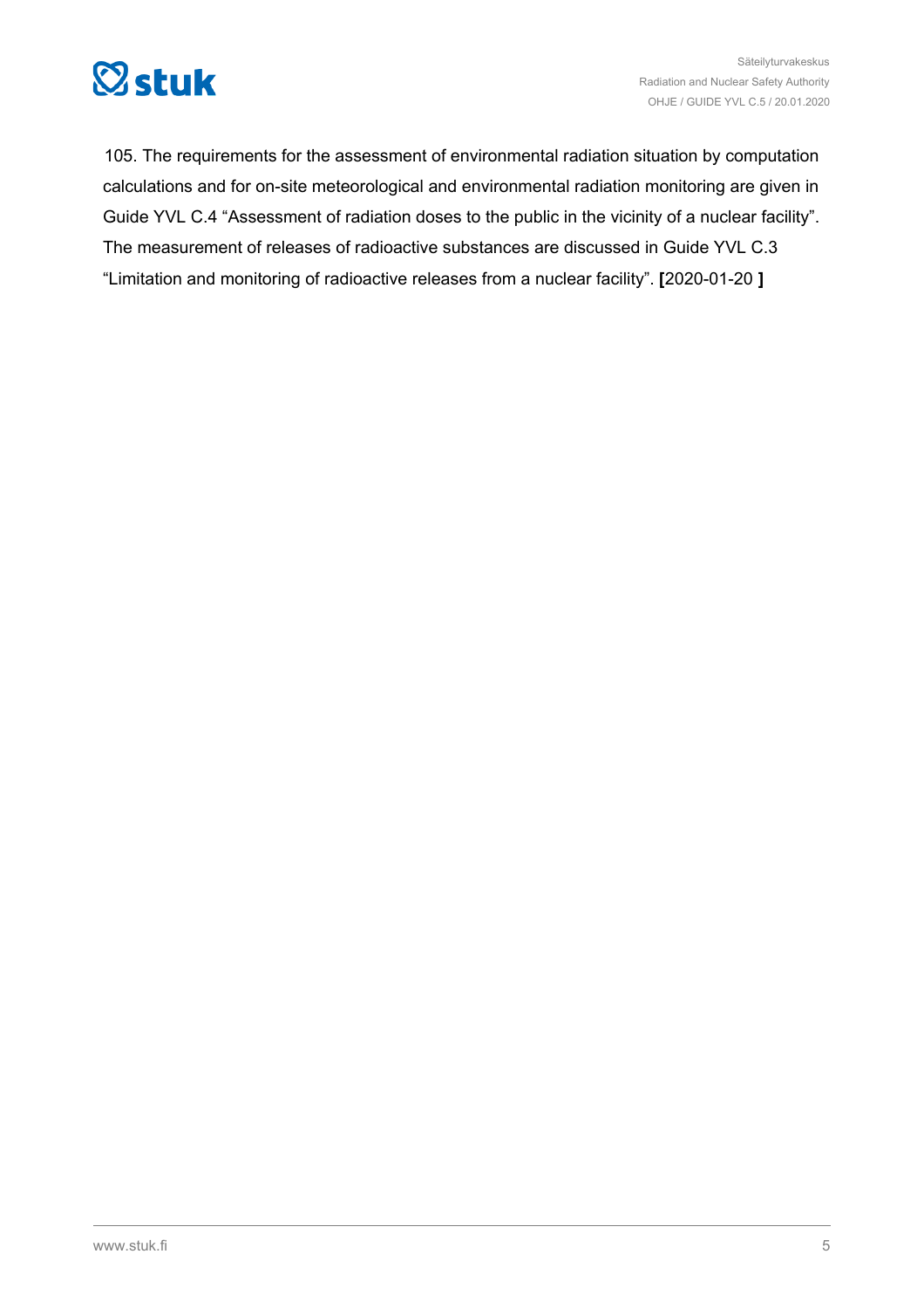105. The requirements for the assessment of environmental radiation situation by computation calculations and for on-site meteorological and environmental radiation monitoring are given in Guide YVL C.4 “Assessment of radiation doses to the public in the vicinity of a nuclear facility”. The measurement of releases of radioactive substances are discussed in Guide YVL C.3 “Limitation and monitoring of radioactive releases from a nuclear facility”. **[**2020-01-20 **]**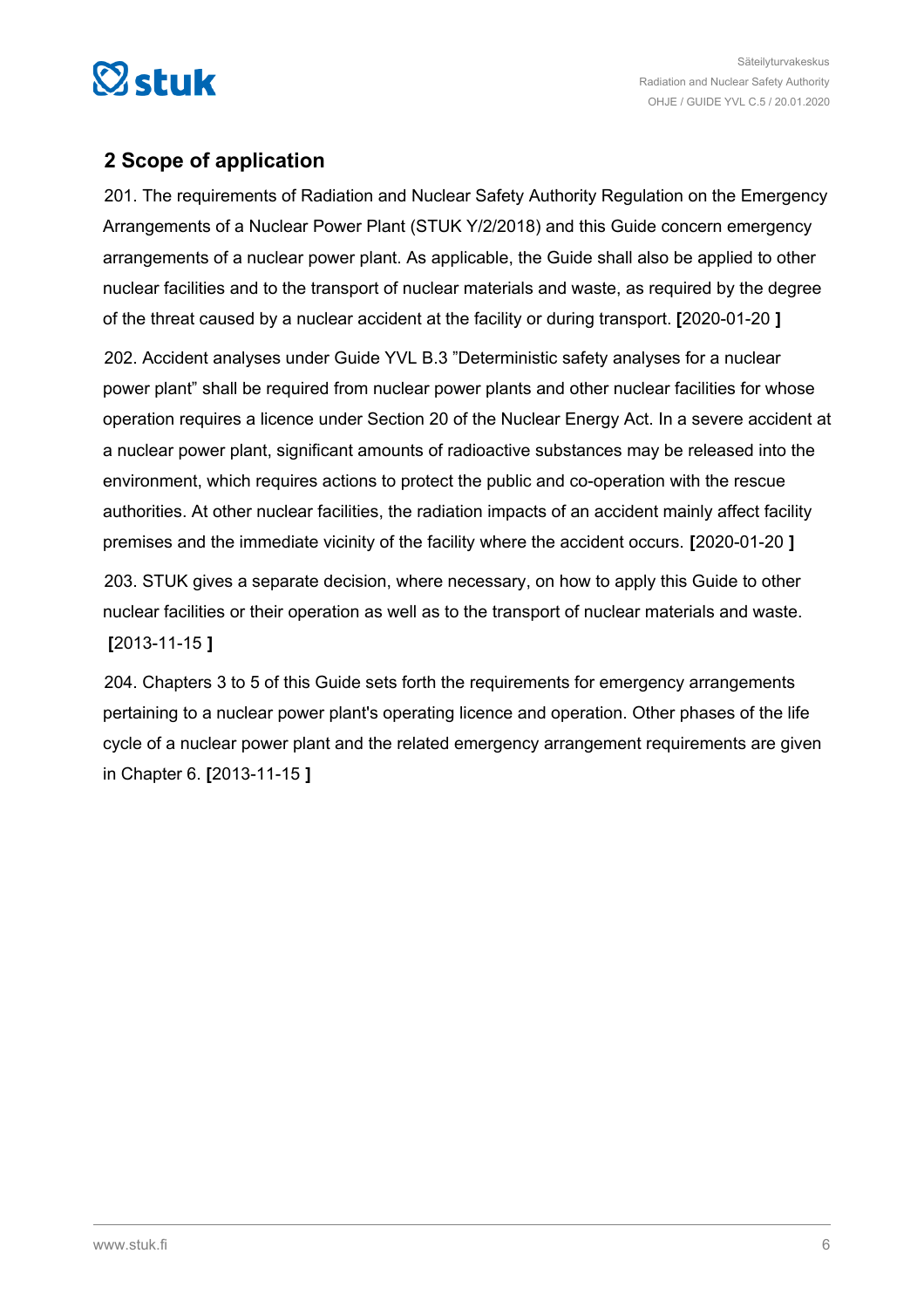## 2 Scope of application

201. The requirements of Radiation and Nuclear Safety Authority Regulation on the Emergency Arrangements of a Nuclear Power Plant (STUK Y/2/2018) and this Guide concern emergency arrangements of a nuclear power plant. As applicable, the Guide shall also be applied to other nuclear facilities and to the transport of nuclear materials and waste, as required by the degree of the threat caused by a nuclear accident at the facility or during transport. **[**2020-01-20 **]**

202. Accident analyses under Guide YVL B.3 "Deterministic safety analyses for a nuclear power plant" shall be required from nuclear power plants and other nuclear facilities for whose operation requires a licence under Section 20 of the Nuclear Energy Act. In a severe accident at a nuclear power plant, significant amounts of radioactive substances may be released into the environment, which requires actions to protect the public and co-operation with the rescue authorities. At other nuclear facilities, the radiation impacts of an accident mainly affect facility premises and the immediate vicinity of the facility where the accident occurs. **[**2020-01-20 **]**

203. STUK gives a separate decision, where necessary, on how to apply this Guide to other nuclear facilities or their operation as well as to the transport of nuclear materials and waste. **[**2013-11-15 **]**

204. Chapters 3 to 5 of this Guide sets forth the requirements for emergency arrangements pertaining to a nuclear power plant's operating licence and operation. Other phases of the life cycle of a nuclear power plant and the related emergency arrangement requirements are given in Chapter 6. **[**2013-11-15 **]**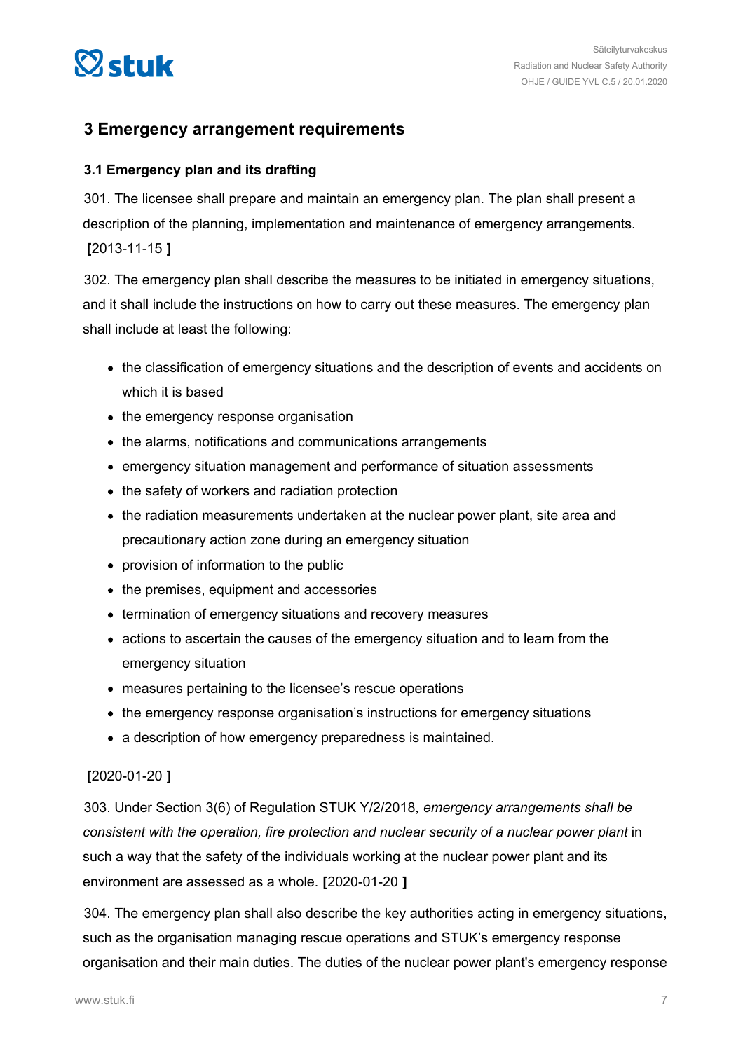## 3 Emergency arrangement requirements

### 3.1 Emergency plan and its drafting

301. The licensee shall prepare and maintain an emergency plan. The plan shall present a description of the planning, implementation and maintenance of emergency arrangements. **[**2013-11-15 **]**

302. The emergency plan shall describe the measures to be initiated in emergency situations, and it shall include the instructions on how to carry out these measures. The emergency plan shall include at least the following:

- the classification of emergency situations and the description of events and accidents on which it is based
- the emergency response organisation
- the alarms, notifications and communications arrangements
- emergency situation management and performance of situation assessments
- the safety of workers and radiation protection
- the radiation measurements undertaken at the nuclear power plant, site area and precautionary action zone during an emergency situation
- provision of information to the public
- the premises, equipment and accessories
- termination of emergency situations and recovery measures
- actions to ascertain the causes of the emergency situation and to learn from the emergency situation
- measures pertaining to the licensee's rescue operations
- the emergency response organisation's instructions for emergency situations
- a description of how emergency preparedness is maintained.

**[**2020-01-20 **]**

303. Under Section 3(6) of Regulation STUK Y/2/2018, *emergency arrangements shall be consistent with the operation, fire protection and nuclear security of a nuclear power plant* in such a way that the safety of the individuals working at the nuclear power plant and its environment are assessed as a whole. **[**2020-01-20 **]**

304. The emergency plan shall also describe the key authorities acting in emergency situations, such as the organisation managing rescue operations and STUK's emergency response organisation and their main duties. The duties of the nuclear power plant's emergency response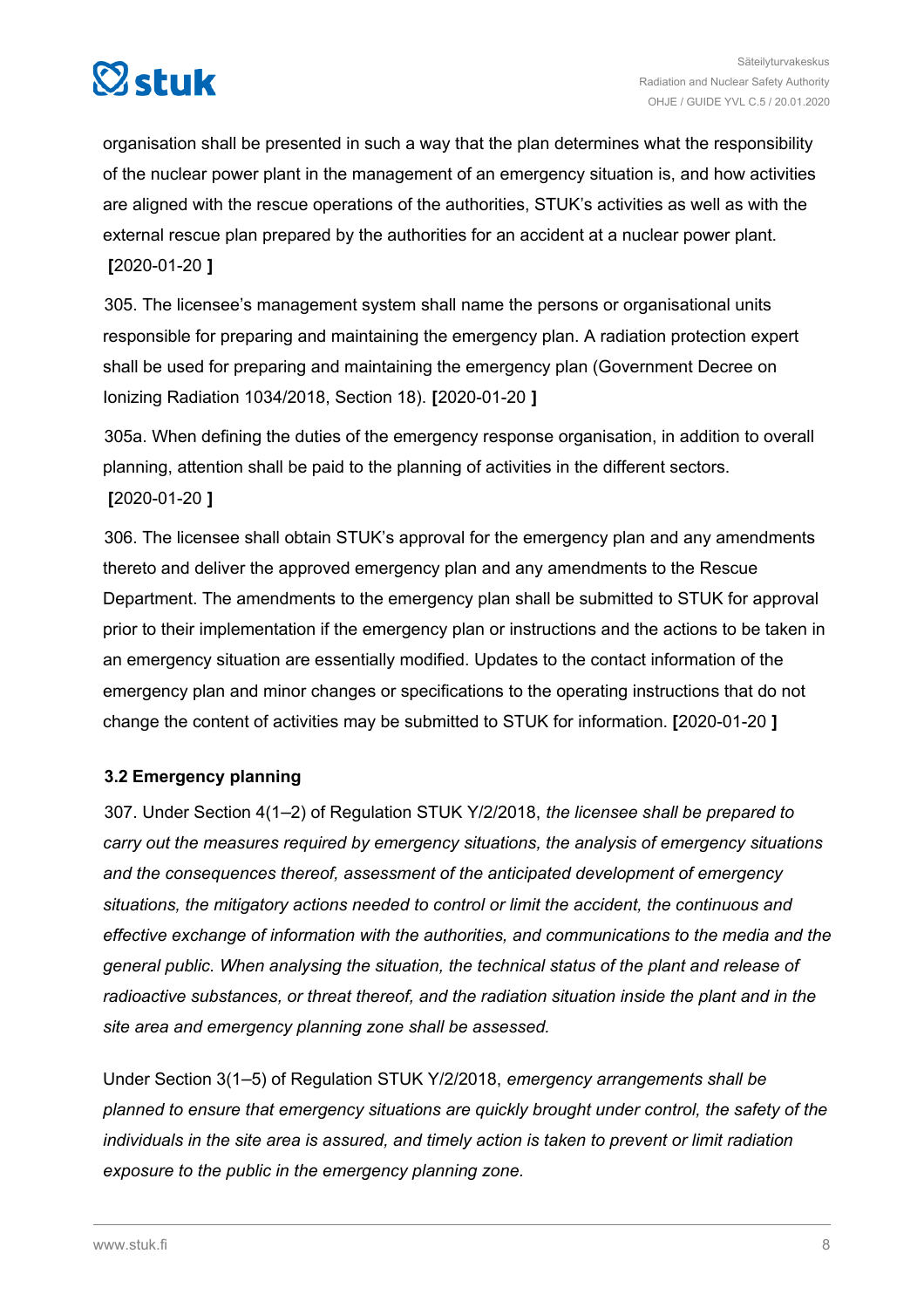organisation shall be presented in such a way that the plan determines what the responsibility of the nuclear power plant in the management of an emergency situation is, and how activities are aligned with the rescue operations of the authorities, STUK's activities as well as with the external rescue plan prepared by the authorities for an accident at a nuclear power plant. **[**2020-01-20 **]**

305. The licensee's management system shall name the persons or organisational units responsible for preparing and maintaining the emergency plan. A radiation protection expert shall be used for preparing and maintaining the emergency plan (Government Decree on Ionizing Radiation 1034/2018, Section 18). **[**2020-01-20 **]**

305a. When defining the duties of the emergency response organisation, in addition to overall planning, attention shall be paid to the planning of activities in the different sectors. **[**2020-01-20 **]**

306. The licensee shall obtain STUK's approval for the emergency plan and any amendments thereto and deliver the approved emergency plan and any amendments to the Rescue Department. The amendments to the emergency plan shall be submitted to STUK for approval prior to their implementation if the emergency plan or instructions and the actions to be taken in an emergency situation are essentially modified. Updates to the contact information of the emergency plan and minor changes or specifications to the operating instructions that do not change the content of activities may be submitted to STUK for information. **[**2020-01-20 **]**

### 3.2 Emergency planning

307. Under Section 4(1–2) of Regulation STUK Y/2/2018, *the licensee shall be prepared to carry out the measures required by emergency situations, the analysis of emergency situations and the consequences thereof, assessment of the anticipated development of emergency situations, the mitigatory actions needed to control or limit the accident, the continuous and effective exchange of information with the authorities, and communications to the media and the general public. When analysing the situation, the technical status of the plant and release of radioactive substances, or threat thereof, and the radiation situation inside the plant and in the site area and emergency planning zone shall be assessed.*

Under Section 3(1–5) of Regulation STUK Y/2/2018, *emergency arrangements shall be planned to ensure that emergency situations are quickly brought under control, the safety of the individuals in the site area is assured, and timely action is taken to prevent or limit radiation exposure to the public in the emergency planning zone.*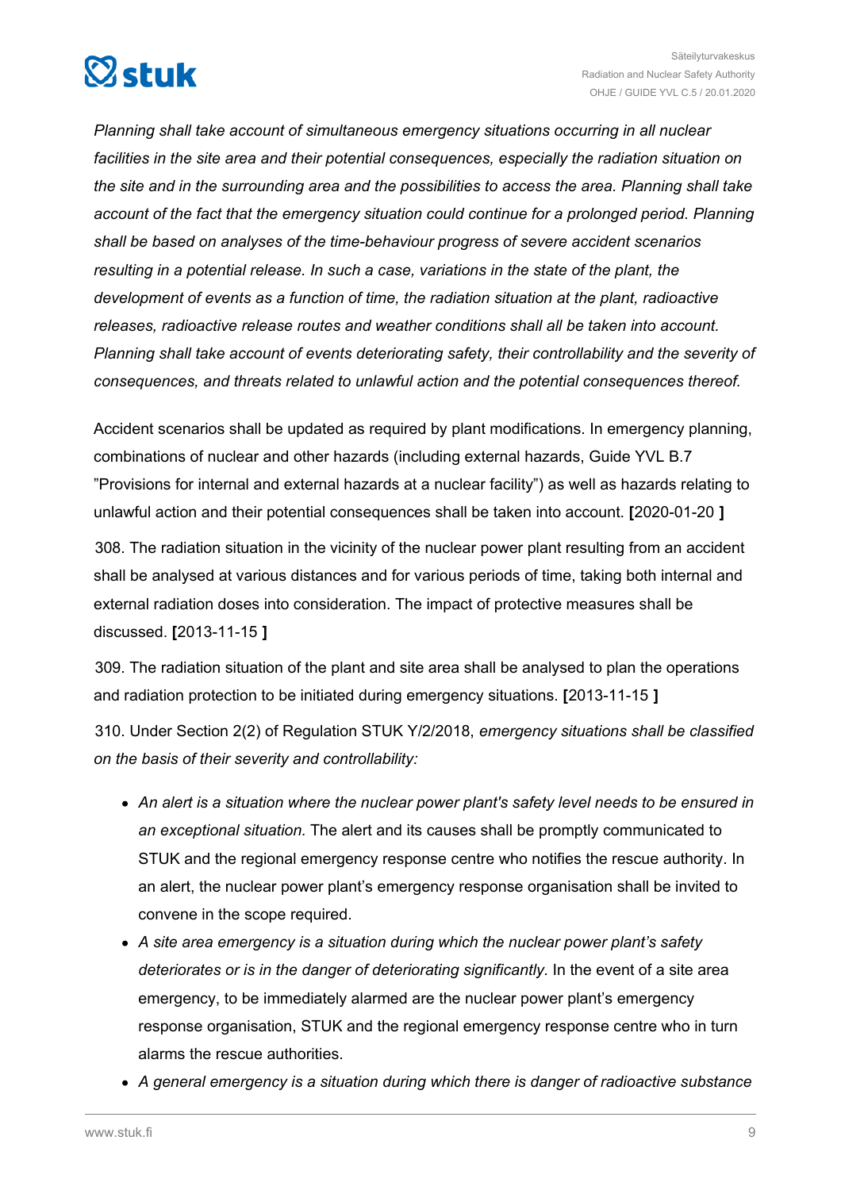*Planning shall take account of simultaneous emergency situations occurring in all nuclear facilities in the site area and their potential consequences, especially the radiation situation on the site and in the surrounding area and the possibilities to access the area. Planning shall take account of the fact that the emergency situation could continue for a prolonged period. Planning shall be based on analyses of the time-behaviour progress of severe accident scenarios resulting in a potential release. In such a case, variations in the state of the plant, the development of events as a function of time, the radiation situation at the plant, radioactive releases, radioactive release routes and weather conditions shall all be taken into account. Planning shall take account of events deteriorating safety, their controllability and the severity of consequences, and threats related to unlawful action and the potential consequences thereof.*

Accident scenarios shall be updated as required by plant modifications. In emergency planning, combinations of nuclear and other hazards (including external hazards, Guide YVL B.7 "Provisions for internal and external hazards at a nuclear facility") as well as hazards relating to unlawful action and their potential consequences shall be taken into account. **[**2020-01-20 **]**

308. The radiation situation in the vicinity of the nuclear power plant resulting from an accident shall be analysed at various distances and for various periods of time, taking both internal and external radiation doses into consideration. The impact of protective measures shall be discussed. **[**2013-11-15 **]**

309. The radiation situation of the plant and site area shall be analysed to plan the operations and radiation protection to be initiated during emergency situations. **[**2013-11-15 **]**

310. Under Section 2(2) of Regulation STUK Y/2/2018, *emergency situations shall be classified on the basis of their severity and controllability:*

- *An alert is a situation where the nuclear power plant's safety level needs to be ensured in an exceptional situation.* The alert and its causes shall be promptly communicated to STUK and the regional emergency response centre who notifies the rescue authority. In an alert, the nuclear power plant's emergency response organisation shall be invited to convene in the scope required.
- *A site area emergency is a situation during which the nuclear power plant's safety deteriorates or is in the danger of deteriorating significantly.* In the event of a site area emergency, to be immediately alarmed are the nuclear power plant's emergency response organisation, STUK and the regional emergency response centre who in turn alarms the rescue authorities.
- *A general emergency is a situation during which there is danger of radioactive substance*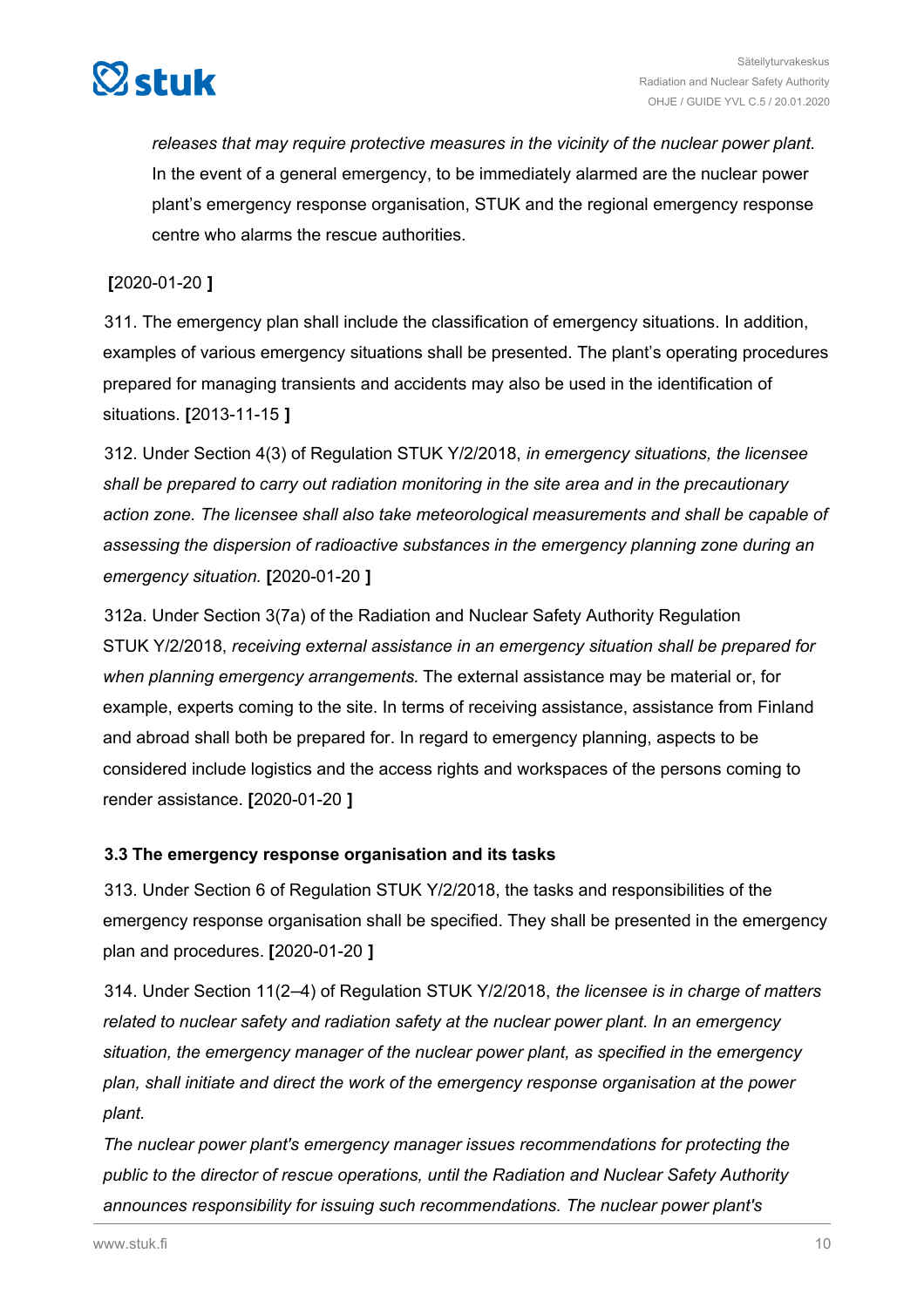*releases that may require protective measures in the vicinity of the nuclear power plant.* In the event of a general emergency, to be immediately alarmed are the nuclear power plant's emergency response organisation, STUK and the regional emergency response centre who alarms the rescue authorities.

**[**2020-01-20 **]**

311. The emergency plan shall include the classification of emergency situations. In addition, examples of various emergency situations shall be presented. The plant's operating procedures prepared for managing transients and accidents may also be used in the identification of situations. **[**2013-11-15 **]**

312. Under Section 4(3) of Regulation STUK Y/2/2018, *in emergency situations, the licensee shall be prepared to carry out radiation monitoring in the site area and in the precautionary action zone. The licensee shall also take meteorological measurements and shall be capable of assessing the dispersion of radioactive substances in the emergency planning zone during an emergency situation.* **[**2020-01-20 **]**

312a. Under Section 3(7a) of the Radiation and Nuclear Safety Authority Regulation STUK Y/2/2018, *receiving external assistance in an emergency situation shall be prepared for when planning emergency arrangements.* The external assistance may be material or, for example, experts coming to the site. In terms of receiving assistance, assistance from Finland and abroad shall both be prepared for. In regard to emergency planning, aspects to be considered include logistics and the access rights and workspaces of the persons coming to render assistance. **[**2020-01-20 **]**

### 3.3 The emergency response organisation and its tasks

313. Under Section 6 of Regulation STUK Y/2/2018, the tasks and responsibilities of the emergency response organisation shall be specified. They shall be presented in the emergency plan and procedures. **[**2020-01-20 **]**

314. Under Section 11(2–4) of Regulation STUK Y/2/2018, *the licensee is in charge of matters related to nuclear safety and radiation safety at the nuclear power plant. In an emergency situation, the emergency manager of the nuclear power plant, as specified in the emergency plan, shall initiate and direct the work of the emergency response organisation at the power plant.*

*The nuclear power plant's emergency manager issues recommendations for protecting the public to the director of rescue operations, until the Radiation and Nuclear Safety Authority announces responsibility for issuing such recommendations. The nuclear power plant's*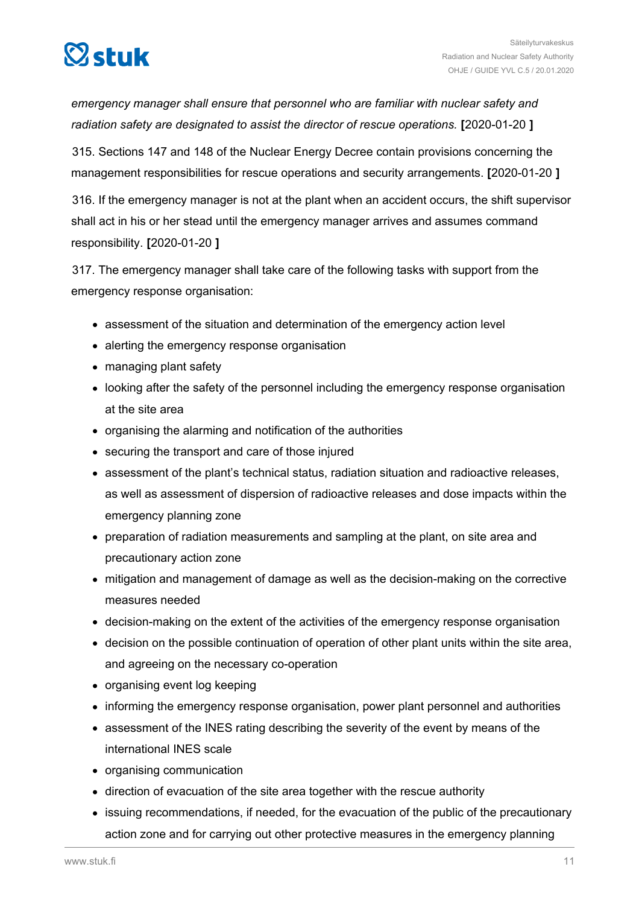*emergency manager shall ensure that personnel who are familiar with nuclear safety and radiation safety are designated to assist the director of rescue operations.* **[**2020-01-20 **]**

315. Sections 147 and 148 of the Nuclear Energy Decree contain provisions concerning the management responsibilities for rescue operations and security arrangements. **[**2020-01-20 **]**

316. If the emergency manager is not at the plant when an accident occurs, the shift supervisor shall act in his or her stead until the emergency manager arrives and assumes command responsibility. **[**2020-01-20 **]**

317. The emergency manager shall take care of the following tasks with support from the emergency response organisation:

- assessment of the situation and determination of the emergency action level
- alerting the emergency response organisation
- managing plant safety
- looking after the safety of the personnel including the emergency response organisation at the site area
- organising the alarming and notification of the authorities
- securing the transport and care of those injured
- assessment of the plant's technical status, radiation situation and radioactive releases, as well as assessment of dispersion of radioactive releases and dose impacts within the emergency planning zone
- preparation of radiation measurements and sampling at the plant, on site area and precautionary action zone
- mitigation and management of damage as well as the decision-making on the corrective measures needed
- decision-making on the extent of the activities of the emergency response organisation
- decision on the possible continuation of operation of other plant units within the site area, and agreeing on the necessary co-operation
- organising event log keeping
- informing the emergency response organisation, power plant personnel and authorities
- assessment of the INES rating describing the severity of the event by means of the international INES scale
- organising communication
- direction of evacuation of the site area together with the rescue authority
- issuing recommendations, if needed, for the evacuation of the public of the precautionary action zone and for carrying out other protective measures in the emergency planning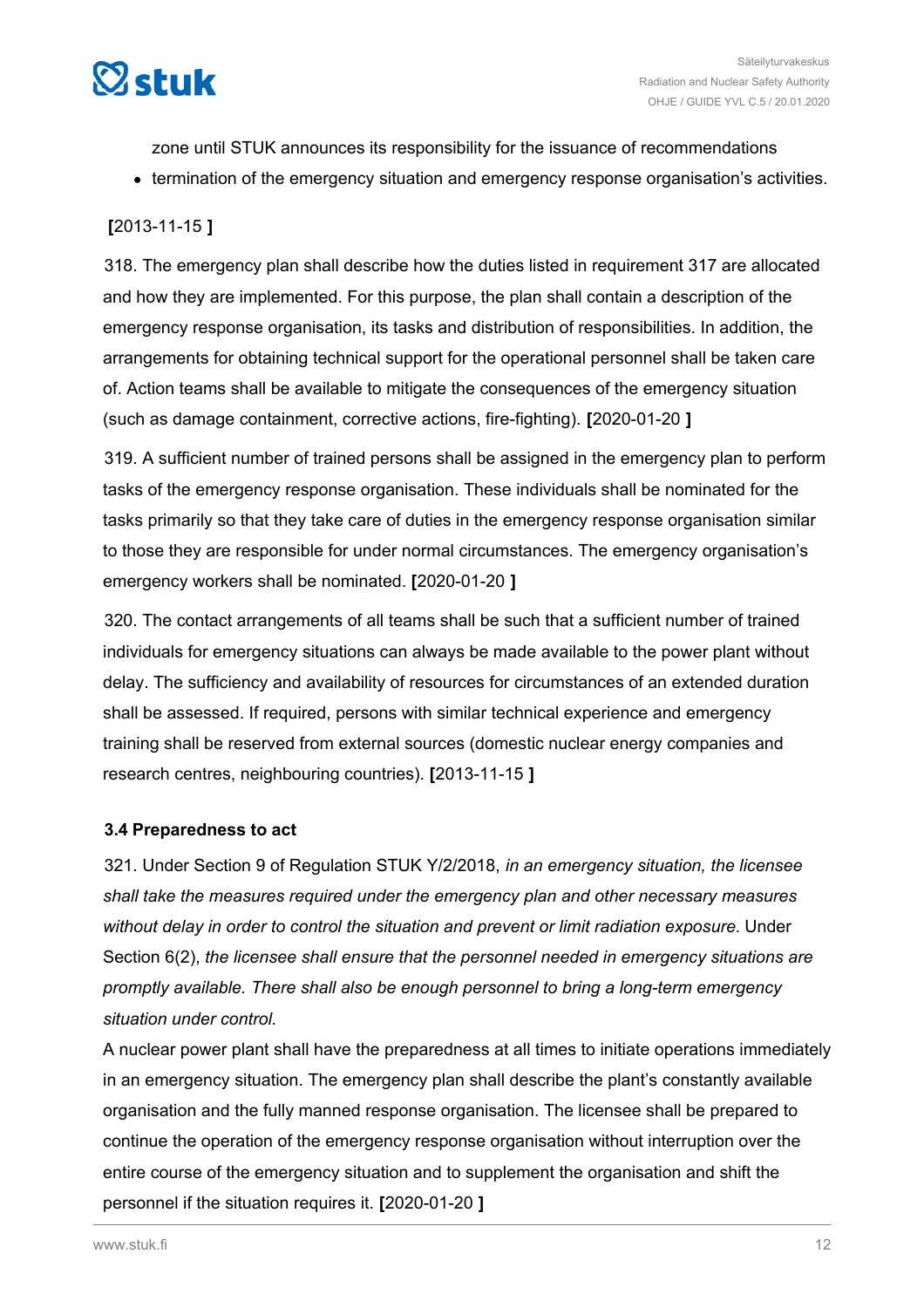zone until STUK announces its responsibility for the issuance of recommendations

- termination of the emergency situation and emergency response organisation's activities.

**[**2013-11-15 **]**

318. The emergency plan shall describe how the duties listed in requirement 317 are allocated and how they are implemented. For this purpose, the plan shall contain a description of the emergency response organisation, its tasks and distribution of responsibilities. In addition, the arrangements for obtaining technical support for the operational personnel shall be taken care of. Action teams shall be available to mitigate the consequences of the emergency situation (such as damage containment, corrective actions, fire-fighting). **[**2020-01-20 **]**

319. A sufficient number of trained persons shall be assigned in the emergency plan to perform tasks of the emergency response organisation. These individuals shall be nominated for the tasks primarily so that they take care of duties in the emergency response organisation similar to those they are responsible for under normal circumstances. The emergency organisation's emergency workers shall be nominated. **[**2020-01-20 **]**

320. The contact arrangements of all teams shall be such that a sufficient number of trained individuals for emergency situations can always be made available to the power plant without delay. The sufficiency and availability of resources for circumstances of an extended duration shall be assessed. If required, persons with similar technical experience and emergency training shall be reserved from external sources (domestic nuclear energy companies and research centres, neighbouring countries). **[**2013-11-15 **]**

### 3.4 Preparedness to act

321. Under Section 9 of Regulation STUK Y/2/2018, *in an emergency situation, the licensee shall take the measures required under the emergency plan and other necessary measures without delay in order to control the situation and prevent or limit radiation exposure.* Under Section 6(2), *the licensee shall ensure that the personnel needed in emergency situations are promptly available. There shall also be enough personnel to bring a long-term emergency situation under control.*

A nuclear power plant shall have the preparedness at all times to initiate operations immediately in an emergency situation. The emergency plan shall describe the plant's constantly available organisation and the fully manned response organisation. The licensee shall be prepared to continue the operation of the emergency response organisation without interruption over the entire course of the emergency situation and to supplement the organisation and shift the personnel if the situation requires it. **[**2020-01-20 **]**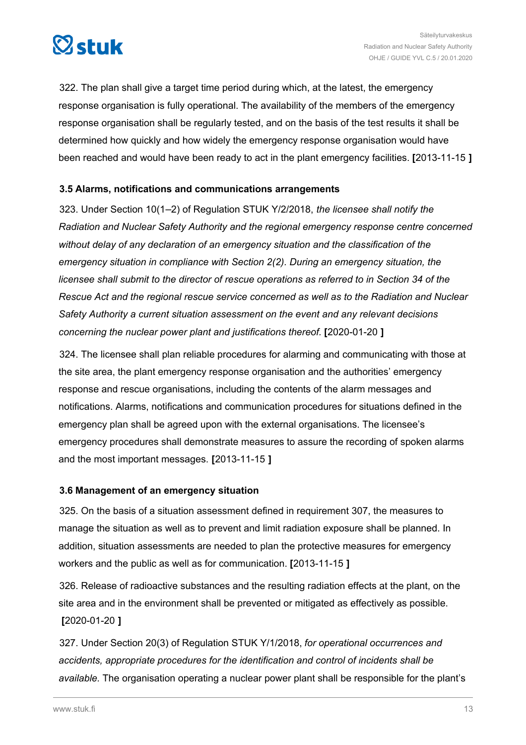322. The plan shall give a target time period during which, at the latest, the emergency response organisation is fully operational. The availability of the members of the emergency response organisation shall be regularly tested, and on the basis of the test results it shall be determined how quickly and how widely the emergency response organisation would have been reached and would have been ready to act in the plant emergency facilities. **[**2013-11-15 **]**

### 3.5 Alarms, notifications and communications arrangements

323. Under Section 10(1–2) of Regulation STUK Y/2/2018, *the licensee shall notify the Radiation and Nuclear Safety Authority and the regional emergency response centre concerned without delay of any declaration of an emergency situation and the classification of the emergency situation in compliance with Section 2(2). During an emergency situation, the licensee shall submit to the director of rescue operations as referred to in Section 34 of the Rescue Act and the regional rescue service concerned as well as to the Radiation and Nuclear Safety Authority a current situation assessment on the event and any relevant decisions concerning the nuclear power plant and justifications thereof.* **[**2020-01-20 **]**

324. The licensee shall plan reliable procedures for alarming and communicating with those at the site area, the plant emergency response organisation and the authorities' emergency response and rescue organisations, including the contents of the alarm messages and notifications. Alarms, notifications and communication procedures for situations defined in the emergency plan shall be agreed upon with the external organisations. The licensee's emergency procedures shall demonstrate measures to assure the recording of spoken alarms and the most important messages. **[**2013-11-15 **]**

### 3.6 Management of an emergency situation

325. On the basis of a situation assessment defined in requirement 307, the measures to manage the situation as well as to prevent and limit radiation exposure shall be planned. In addition, situation assessments are needed to plan the protective measures for emergency workers and the public as well as for communication. **[**2013-11-15 **]**

326. Release of radioactive substances and the resulting radiation effects at the plant, on the site area and in the environment shall be prevented or mitigated as effectively as possible. **[**2020-01-20 **]**

327. Under Section 20(3) of Regulation STUK Y/1/2018, *for operational occurrences and accidents, appropriate procedures for the identification and control of incidents shall be available.* The organisation operating a nuclear power plant shall be responsible for the plant's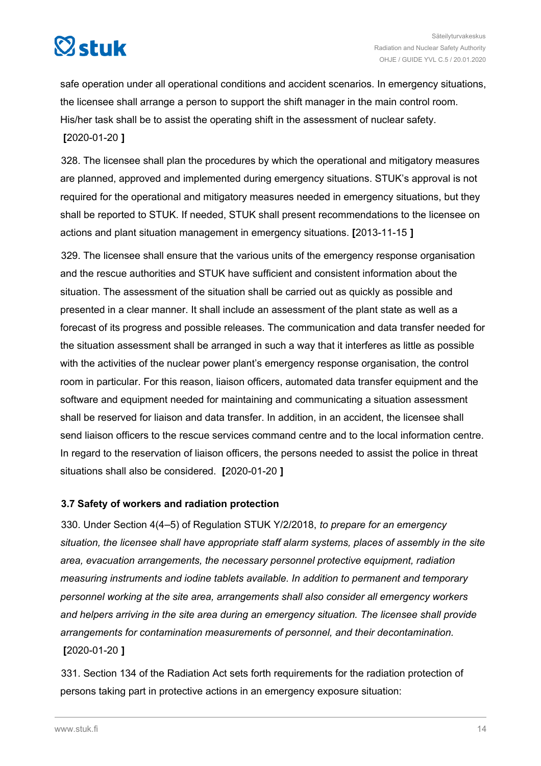safe operation under all operational conditions and accident scenarios. In emergency situations, the licensee shall arrange a person to support the shift manager in the main control room. His/her task shall be to assist the operating shift in the assessment of nuclear safety. **[**2020-01-20 **]**

328. The licensee shall plan the procedures by which the operational and mitigatory measures are planned, approved and implemented during emergency situations. STUK's approval is not required for the operational and mitigatory measures needed in emergency situations, but they shall be reported to STUK. If needed, STUK shall present recommendations to the licensee on actions and plant situation management in emergency situations. **[**2013-11-15 **]**

329. The licensee shall ensure that the various units of the emergency response organisation and the rescue authorities and STUK have sufficient and consistent information about the situation. The assessment of the situation shall be carried out as quickly as possible and presented in a clear manner. It shall include an assessment of the plant state as well as a forecast of its progress and possible releases. The communication and data transfer needed for the situation assessment shall be arranged in such a way that it interferes as little as possible with the activities of the nuclear power plant's emergency response organisation, the control room in particular. For this reason, liaison officers, automated data transfer equipment and the software and equipment needed for maintaining and communicating a situation assessment shall be reserved for liaison and data transfer. In addition, in an accident, the licensee shall send liaison officers to the rescue services command centre and to the local information centre. In regard to the reservation of liaison officers, the persons needed to assist the police in threat situations shall also be considered. **[**2020-01-20 **]**

### 3.7 Safety of workers and radiation protection

330. Under Section 4(4–5) of Regulation STUK Y/2/2018, *to prepare for an emergency situation, the licensee shall have appropriate staff alarm systems, places of assembly in the site area, evacuation arrangements, the necessary personnel protective equipment, radiation measuring instruments and iodine tablets available. In addition to permanent and temporary personnel working at the site area, arrangements shall also consider all emergency workers and helpers arriving in the site area during an emergency situation. The licensee shall provide arrangements for contamination measurements of personnel, and their decontamination.* **[**2020-01-20 **]**

331. Section 134 of the Radiation Act sets forth requirements for the radiation protection of persons taking part in protective actions in an emergency exposure situation: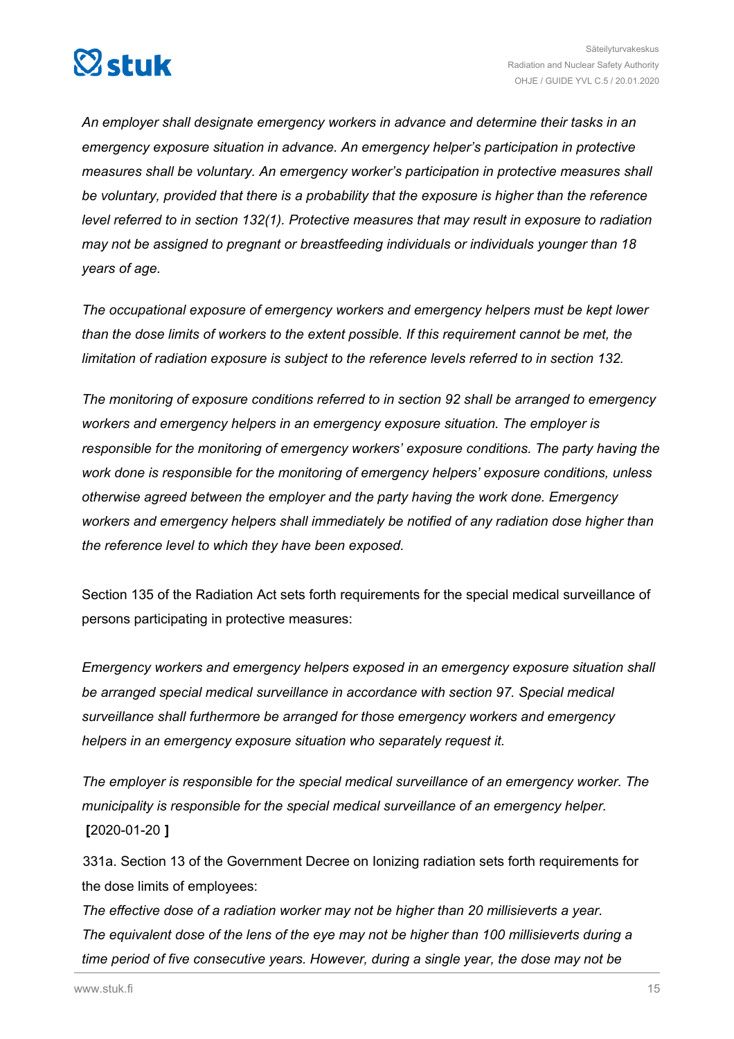*An employer shall designate emergency workers in advance and determine their tasks in an emergency exposure situation in advance. An emergency helper's participation in protective measures shall be voluntary. An emergency worker's participation in protective measures shall be voluntary, provided that there is a probability that the exposure is higher than the reference level referred to in section 132(1). Protective measures that may result in exposure to radiation may not be assigned to pregnant or breastfeeding individuals or individuals younger than 18 years of age.*

*The occupational exposure of emergency workers and emergency helpers must be kept lower than the dose limits of workers to the extent possible. If this requirement cannot be met, the limitation of radiation exposure is subject to the reference levels referred to in section 132.*

*The monitoring of exposure conditions referred to in section 92 shall be arranged to emergency workers and emergency helpers in an emergency exposure situation. The employer is responsible for the monitoring of emergency workers' exposure conditions. The party having the work done is responsible for the monitoring of emergency helpers' exposure conditions, unless otherwise agreed between the employer and the party having the work done. Emergency workers and emergency helpers shall immediately be notified of any radiation dose higher than the reference level to which they have been exposed.*

Section 135 of the Radiation Act sets forth requirements for the special medical surveillance of persons participating in protective measures:

*Emergency workers and emergency helpers exposed in an emergency exposure situation shall be arranged special medical surveillance in accordance with section 97. Special medical surveillance shall furthermore be arranged for those emergency workers and emergency helpers in an emergency exposure situation who separately request it.*

*The employer is responsible for the special medical surveillance of an emergency worker. The municipality is responsible for the special medical surveillance of an emergency helper.*
**[**2020-01-20 **]**

331a. Section 13 of the Government Decree on Ionizing radiation sets forth requirements for the dose limits of employees:
*The effective dose of a radiation worker may not be higher than 20 millisieverts a year.*
*The equivalent dose of the lens of the eye may not be higher than 100 millisieverts during a time period of five consecutive years. However, during a single year, the dose may not be*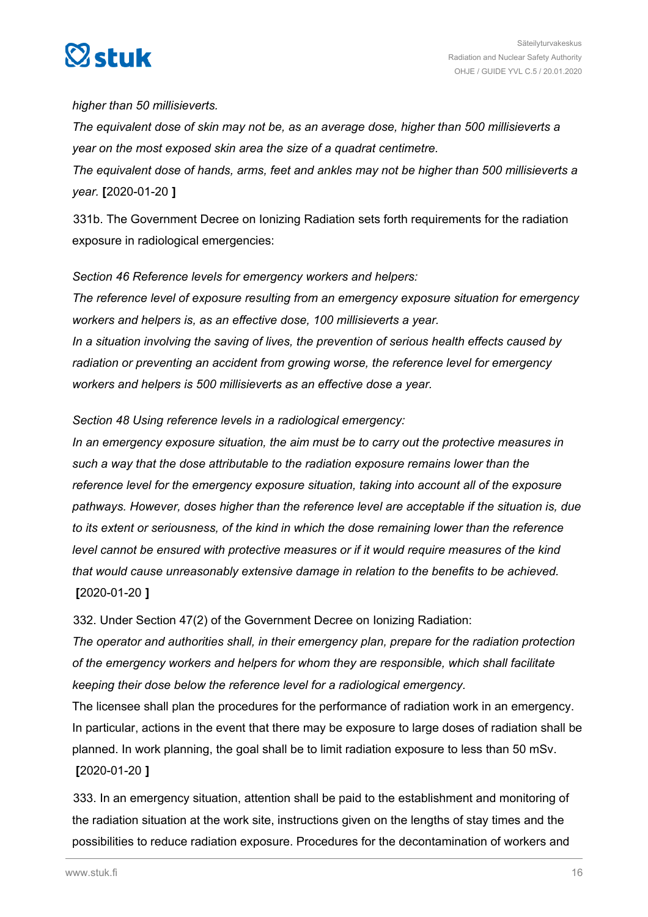*higher than 50 millisieverts.*

*The equivalent dose of skin may not be, as an average dose, higher than 500 millisieverts a year on the most exposed skin area the size of a quadrat centimetre.*

*The equivalent dose of hands, arms, feet and ankles may not be higher than 500 millisieverts a year.* **[**2020-01-20 **]**

331b. The Government Decree on Ionizing Radiation sets forth requirements for the radiation exposure in radiological emergencies:

*Section 46 Reference levels for emergency workers and helpers:*

*The reference level of exposure resulting from an emergency exposure situation for emergency workers and helpers is, as an effective dose, 100 millisieverts a year.*

*In a situation involving the saving of lives, the prevention of serious health effects caused by radiation or preventing an accident from growing worse, the reference level for emergency workers and helpers is 500 millisieverts as an effective dose a year.*

*Section 48 Using reference levels in a radiological emergency:*

*In an emergency exposure situation, the aim must be to carry out the protective measures in such a way that the dose attributable to the radiation exposure remains lower than the reference level for the emergency exposure situation, taking into account all of the exposure pathways. However, doses higher than the reference level are acceptable if the situation is, due to its extent or seriousness, of the kind in which the dose remaining lower than the reference level cannot be ensured with protective measures or if it would require measures of the kind that would cause unreasonably extensive damage in relation to the benefits to be achieved.*
**[**2020-01-20 **]**

332. Under Section 47(2) of the Government Decree on Ionizing Radiation:

*The operator and authorities shall, in their emergency plan, prepare for the radiation protection of the emergency workers and helpers for whom they are responsible, which shall facilitate keeping their dose below the reference level for a radiological emergency.*

The licensee shall plan the procedures for the performance of radiation work in an emergency. In particular, actions in the event that there may be exposure to large doses of radiation shall be planned. In work planning, the goal shall be to limit radiation exposure to less than 50 mSv.
**[**2020-01-20 **]**

333. In an emergency situation, attention shall be paid to the establishment and monitoring of the radiation situation at the work site, instructions given on the lengths of stay times and the possibilities to reduce radiation exposure. Procedures for the decontamination of workers and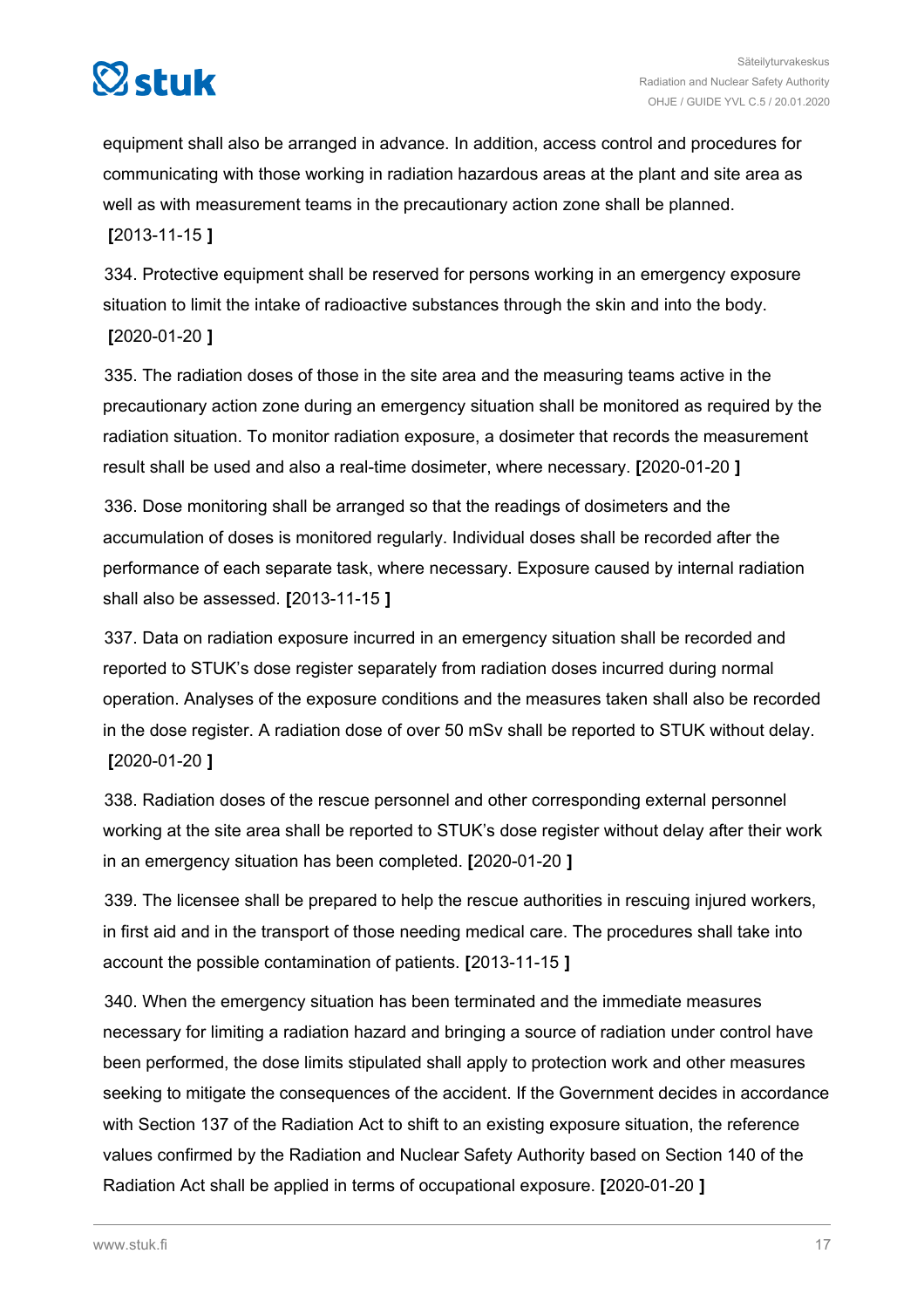equipment shall also be arranged in advance. In addition, access control and procedures for communicating with those working in radiation hazardous areas at the plant and site area as well as with measurement teams in the precautionary action zone shall be planned. **[**2013-11-15 **]**

334. Protective equipment shall be reserved for persons working in an emergency exposure situation to limit the intake of radioactive substances through the skin and into the body. **[**2020-01-20 **]**

335. The radiation doses of those in the site area and the measuring teams active in the precautionary action zone during an emergency situation shall be monitored as required by the radiation situation. To monitor radiation exposure, a dosimeter that records the measurement result shall be used and also a real-time dosimeter, where necessary. **[**2020-01-20 **]**

336. Dose monitoring shall be arranged so that the readings of dosimeters and the accumulation of doses is monitored regularly. Individual doses shall be recorded after the performance of each separate task, where necessary. Exposure caused by internal radiation shall also be assessed. **[**2013-11-15 **]**

337. Data on radiation exposure incurred in an emergency situation shall be recorded and reported to STUK's dose register separately from radiation doses incurred during normal operation. Analyses of the exposure conditions and the measures taken shall also be recorded in the dose register. A radiation dose of over 50 mSv shall be reported to STUK without delay. **[**2020-01-20 **]**

338. Radiation doses of the rescue personnel and other corresponding external personnel working at the site area shall be reported to STUK's dose register without delay after their work in an emergency situation has been completed. **[**2020-01-20 **]**

339. The licensee shall be prepared to help the rescue authorities in rescuing injured workers, in first aid and in the transport of those needing medical care. The procedures shall take into account the possible contamination of patients. **[**2013-11-15 **]**

340. When the emergency situation has been terminated and the immediate measures necessary for limiting a radiation hazard and bringing a source of radiation under control have been performed, the dose limits stipulated shall apply to protection work and other measures seeking to mitigate the consequences of the accident. If the Government decides in accordance with Section 137 of the Radiation Act to shift to an existing exposure situation, the reference values confirmed by the Radiation and Nuclear Safety Authority based on Section 140 of the Radiation Act shall be applied in terms of occupational exposure. **[**2020-01-20 **]**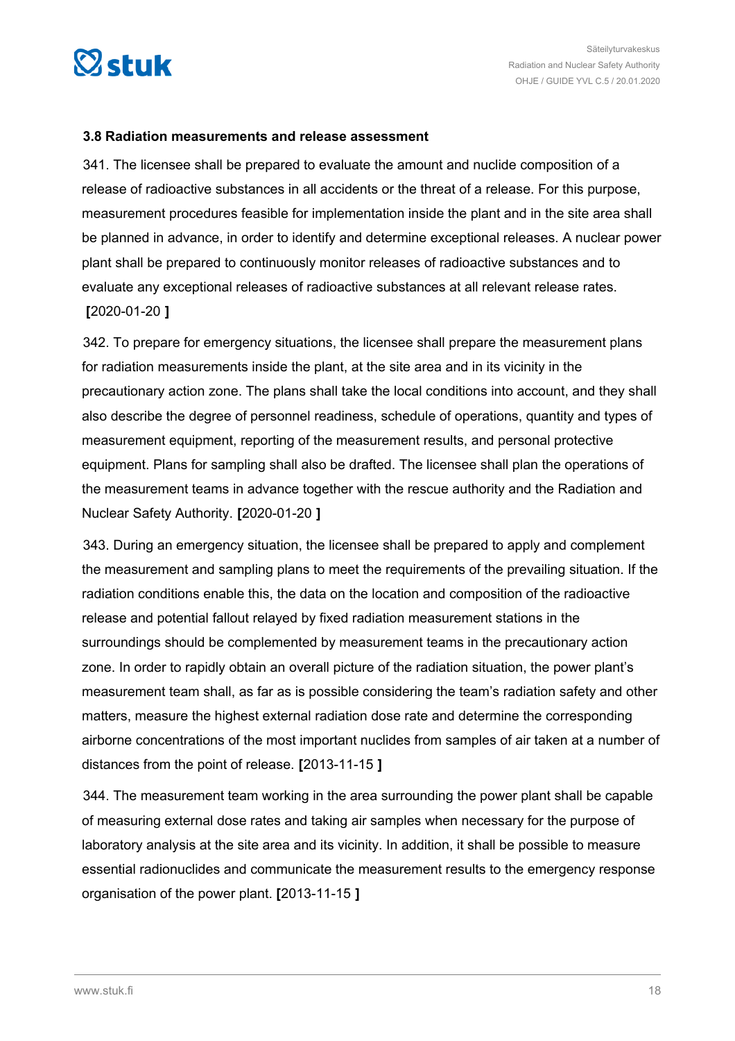### 3.8 Radiation measurements and release assessment

341. The licensee shall be prepared to evaluate the amount and nuclide composition of a release of radioactive substances in all accidents or the threat of a release. For this purpose, measurement procedures feasible for implementation inside the plant and in the site area shall be planned in advance, in order to identify and determine exceptional releases. A nuclear power plant shall be prepared to continuously monitor releases of radioactive substances and to evaluate any exceptional releases of radioactive substances at all relevant release rates. **[**2020-01-20 **]**

342. To prepare for emergency situations, the licensee shall prepare the measurement plans for radiation measurements inside the plant, at the site area and in its vicinity in the precautionary action zone. The plans shall take the local conditions into account, and they shall also describe the degree of personnel readiness, schedule of operations, quantity and types of measurement equipment, reporting of the measurement results, and personal protective equipment. Plans for sampling shall also be drafted. The licensee shall plan the operations of the measurement teams in advance together with the rescue authority and the Radiation and Nuclear Safety Authority. **[**2020-01-20 **]**

343. During an emergency situation, the licensee shall be prepared to apply and complement the measurement and sampling plans to meet the requirements of the prevailing situation. If the radiation conditions enable this, the data on the location and composition of the radioactive release and potential fallout relayed by fixed radiation measurement stations in the surroundings should be complemented by measurement teams in the precautionary action zone. In order to rapidly obtain an overall picture of the radiation situation, the power plant's measurement team shall, as far as is possible considering the team's radiation safety and other matters, measure the highest external radiation dose rate and determine the corresponding airborne concentrations of the most important nuclides from samples of air taken at a number of distances from the point of release. **[**2013-11-15 **]**

344. The measurement team working in the area surrounding the power plant shall be capable of measuring external dose rates and taking air samples when necessary for the purpose of laboratory analysis at the site area and its vicinity. In addition, it shall be possible to measure essential radionuclides and communicate the measurement results to the emergency response organisation of the power plant. **[**2013-11-15 **]**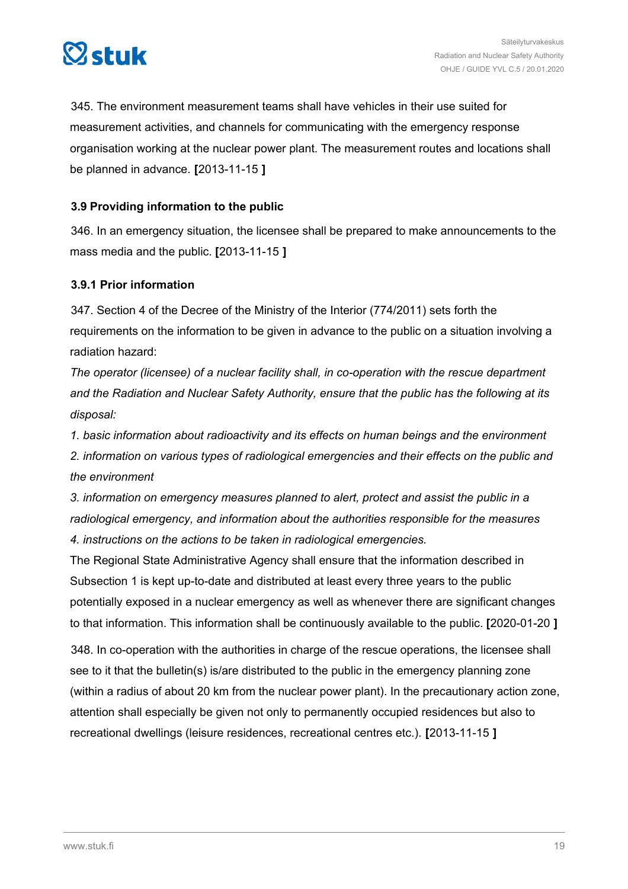345. The environment measurement teams shall have vehicles in their use suited for measurement activities, and channels for communicating with the emergency response organisation working at the nuclear power plant. The measurement routes and locations shall be planned in advance. **[**2013-11-15 **]**

### 3.9 Providing information to the public

346. In an emergency situation, the licensee shall be prepared to make announcements to the mass media and the public. **[**2013-11-15 **]**

#### 3.9.1 Prior information

347. Section 4 of the Decree of the Ministry of the Interior (774/2011) sets forth the requirements on the information to be given in advance to the public on a situation involving a radiation hazard:

*The operator (licensee) of a nuclear facility shall, in co-operation with the rescue department and the Radiation and Nuclear Safety Authority, ensure that the public has the following at its disposal:*

*1. basic information about radioactivity and its effects on human beings and the environment*

*2. information on various types of radiological emergencies and their effects on the public and the environment*

*3. information on emergency measures planned to alert, protect and assist the public in a radiological emergency, and information about the authorities responsible for the measures*

*4. instructions on the actions to be taken in radiological emergencies.*

The Regional State Administrative Agency shall ensure that the information described in Subsection 1 is kept up-to-date and distributed at least every three years to the public potentially exposed in a nuclear emergency as well as whenever there are significant changes to that information. This information shall be continuously available to the public. **[**2020-01-20 **]**

348. In co-operation with the authorities in charge of the rescue operations, the licensee shall see to it that the bulletin(s) is/are distributed to the public in the emergency planning zone (within a radius of about 20 km from the nuclear power plant). In the precautionary action zone, attention shall especially be given not only to permanently occupied residences but also to recreational dwellings (leisure residences, recreational centres etc.). **[**2013-11-15 **]**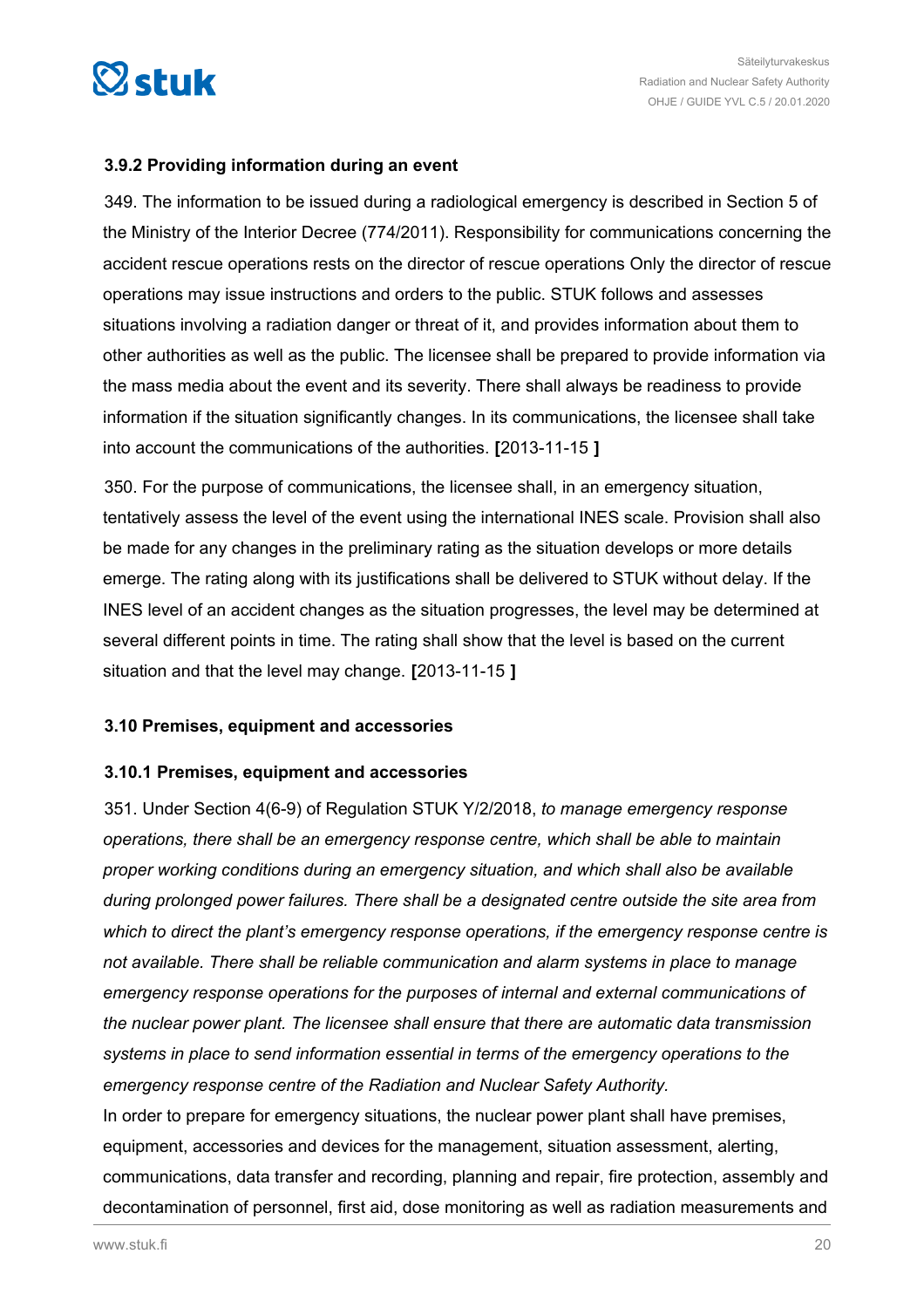### 3.9.2 Providing information during an event

349. The information to be issued during a radiological emergency is described in Section 5 of the Ministry of the Interior Decree (774/2011). Responsibility for communications concerning the accident rescue operations rests on the director of rescue operations Only the director of rescue operations may issue instructions and orders to the public. STUK follows and assesses situations involving a radiation danger or threat of it, and provides information about them to other authorities as well as the public. The licensee shall be prepared to provide information via the mass media about the event and its severity. There shall always be readiness to provide information if the situation significantly changes. In its communications, the licensee shall take into account the communications of the authorities. **[**2013-11-15 **]**

350. For the purpose of communications, the licensee shall, in an emergency situation, tentatively assess the level of the event using the international INES scale. Provision shall also be made for any changes in the preliminary rating as the situation develops or more details emerge. The rating along with its justifications shall be delivered to STUK without delay. If the INES level of an accident changes as the situation progresses, the level may be determined at several different points in time. The rating shall show that the level is based on the current situation and that the level may change. **[**2013-11-15 **]**

### 3.10 Premises, equipment and accessories

#### 3.10.1 Premises, equipment and accessories

351. Under Section 4(6-9) of Regulation STUK Y/2/2018, *to manage emergency response operations, there shall be an emergency response centre, which shall be able to maintain proper working conditions during an emergency situation, and which shall also be available during prolonged power failures. There shall be a designated centre outside the site area from which to direct the plant's emergency response operations, if the emergency response centre is not available. There shall be reliable communication and alarm systems in place to manage emergency response operations for the purposes of internal and external communications of the nuclear power plant. The licensee shall ensure that there are automatic data transmission systems in place to send information essential in terms of the emergency operations to the emergency response centre of the Radiation and Nuclear Safety Authority.*

In order to prepare for emergency situations, the nuclear power plant shall have premises, equipment, accessories and devices for the management, situation assessment, alerting, communications, data transfer and recording, planning and repair, fire protection, assembly and decontamination of personnel, first aid, dose monitoring as well as radiation measurements and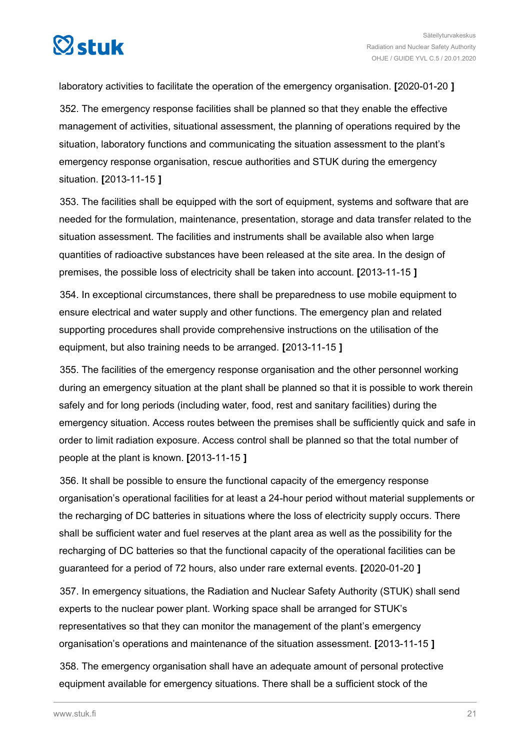laboratory activities to facilitate the operation of the emergency organisation. **[**2020-01-20 **]**

352. The emergency response facilities shall be planned so that they enable the effective management of activities, situational assessment, the planning of operations required by the situation, laboratory functions and communicating the situation assessment to the plant's emergency response organisation, rescue authorities and STUK during the emergency situation. **[**2013-11-15 **]**

353. The facilities shall be equipped with the sort of equipment, systems and software that are needed for the formulation, maintenance, presentation, storage and data transfer related to the situation assessment. The facilities and instruments shall be available also when large quantities of radioactive substances have been released at the site area. In the design of premises, the possible loss of electricity shall be taken into account. **[**2013-11-15 **]**

354. In exceptional circumstances, there shall be preparedness to use mobile equipment to ensure electrical and water supply and other functions. The emergency plan and related supporting procedures shall provide comprehensive instructions on the utilisation of the equipment, but also training needs to be arranged. **[**2013-11-15 **]**

355. The facilities of the emergency response organisation and the other personnel working during an emergency situation at the plant shall be planned so that it is possible to work therein safely and for long periods (including water, food, rest and sanitary facilities) during the emergency situation. Access routes between the premises shall be sufficiently quick and safe in order to limit radiation exposure. Access control shall be planned so that the total number of people at the plant is known. **[**2013-11-15 **]**

356. It shall be possible to ensure the functional capacity of the emergency response organisation's operational facilities for at least a 24-hour period without material supplements or the recharging of DC batteries in situations where the loss of electricity supply occurs. There shall be sufficient water and fuel reserves at the plant area as well as the possibility for the recharging of DC batteries so that the functional capacity of the operational facilities can be guaranteed for a period of 72 hours, also under rare external events. **[**2020-01-20 **]**

357. In emergency situations, the Radiation and Nuclear Safety Authority (STUK) shall send experts to the nuclear power plant. Working space shall be arranged for STUK's representatives so that they can monitor the management of the plant's emergency organisation's operations and maintenance of the situation assessment. **[**2013-11-15 **]**

358. The emergency organisation shall have an adequate amount of personal protective equipment available for emergency situations. There shall be a sufficient stock of the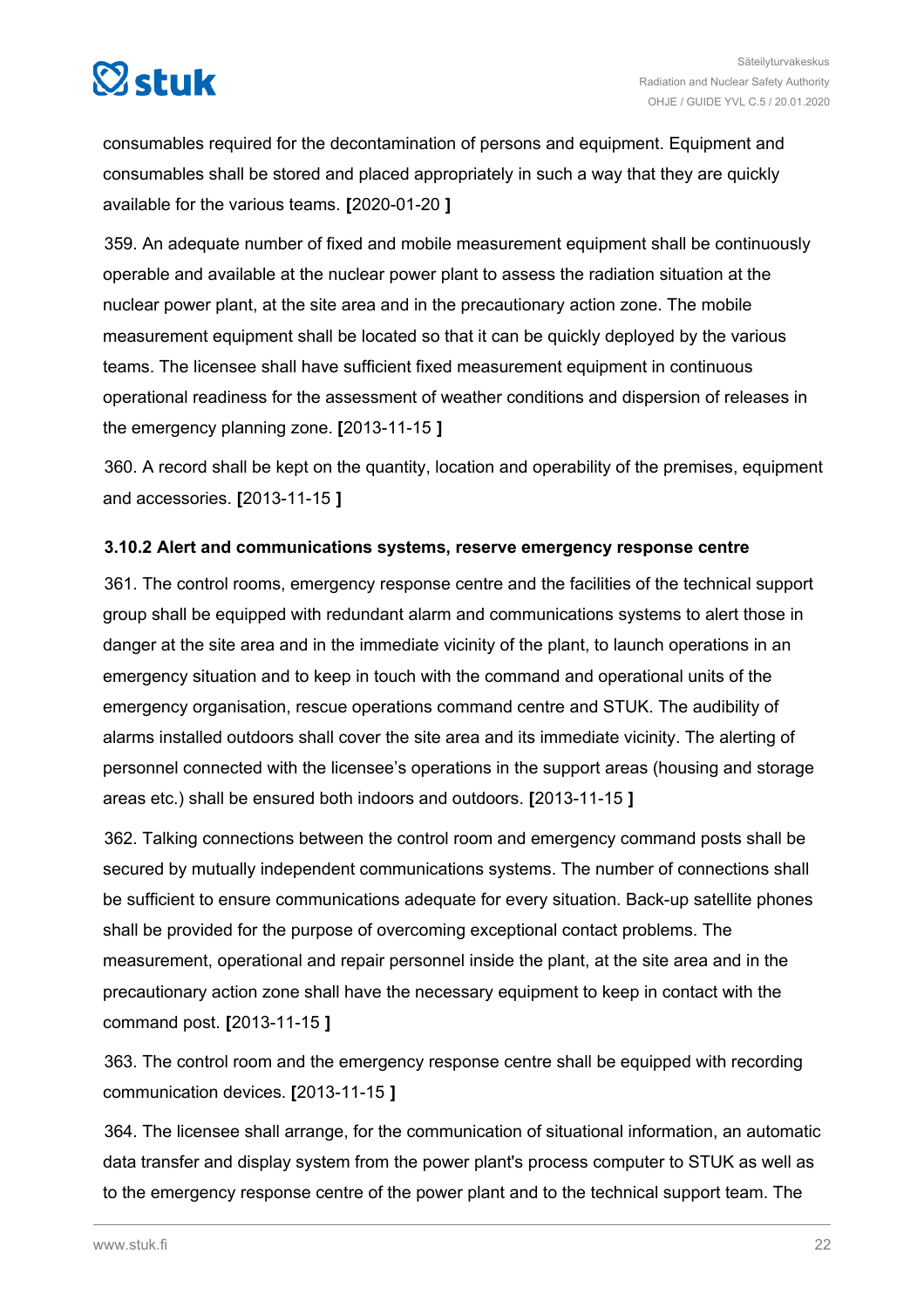consumables required for the decontamination of persons and equipment. Equipment and consumables shall be stored and placed appropriately in such a way that they are quickly available for the various teams. **[**2020-01-20 **]**

359. An adequate number of fixed and mobile measurement equipment shall be continuously operable and available at the nuclear power plant to assess the radiation situation at the nuclear power plant, at the site area and in the precautionary action zone. The mobile measurement equipment shall be located so that it can be quickly deployed by the various teams. The licensee shall have sufficient fixed measurement equipment in continuous operational readiness for the assessment of weather conditions and dispersion of releases in the emergency planning zone. **[**2013-11-15 **]**

360. A record shall be kept on the quantity, location and operability of the premises, equipment and accessories. **[**2013-11-15 **]**

### 3.10.2 Alert and communications systems, reserve emergency response centre

361. The control rooms, emergency response centre and the facilities of the technical support group shall be equipped with redundant alarm and communications systems to alert those in danger at the site area and in the immediate vicinity of the plant, to launch operations in an emergency situation and to keep in touch with the command and operational units of the emergency organisation, rescue operations command centre and STUK. The audibility of alarms installed outdoors shall cover the site area and its immediate vicinity. The alerting of personnel connected with the licensee's operations in the support areas (housing and storage areas etc.) shall be ensured both indoors and outdoors. **[**2013-11-15 **]**

362. Talking connections between the control room and emergency command posts shall be secured by mutually independent communications systems. The number of connections shall be sufficient to ensure communications adequate for every situation. Back-up satellite phones shall be provided for the purpose of overcoming exceptional contact problems. The measurement, operational and repair personnel inside the plant, at the site area and in the precautionary action zone shall have the necessary equipment to keep in contact with the command post. **[**2013-11-15 **]**

363. The control room and the emergency response centre shall be equipped with recording communication devices. **[**2013-11-15 **]**

364. The licensee shall arrange, for the communication of situational information, an automatic data transfer and display system from the power plant's process computer to STUK as well as to the emergency response centre of the power plant and to the technical support team. The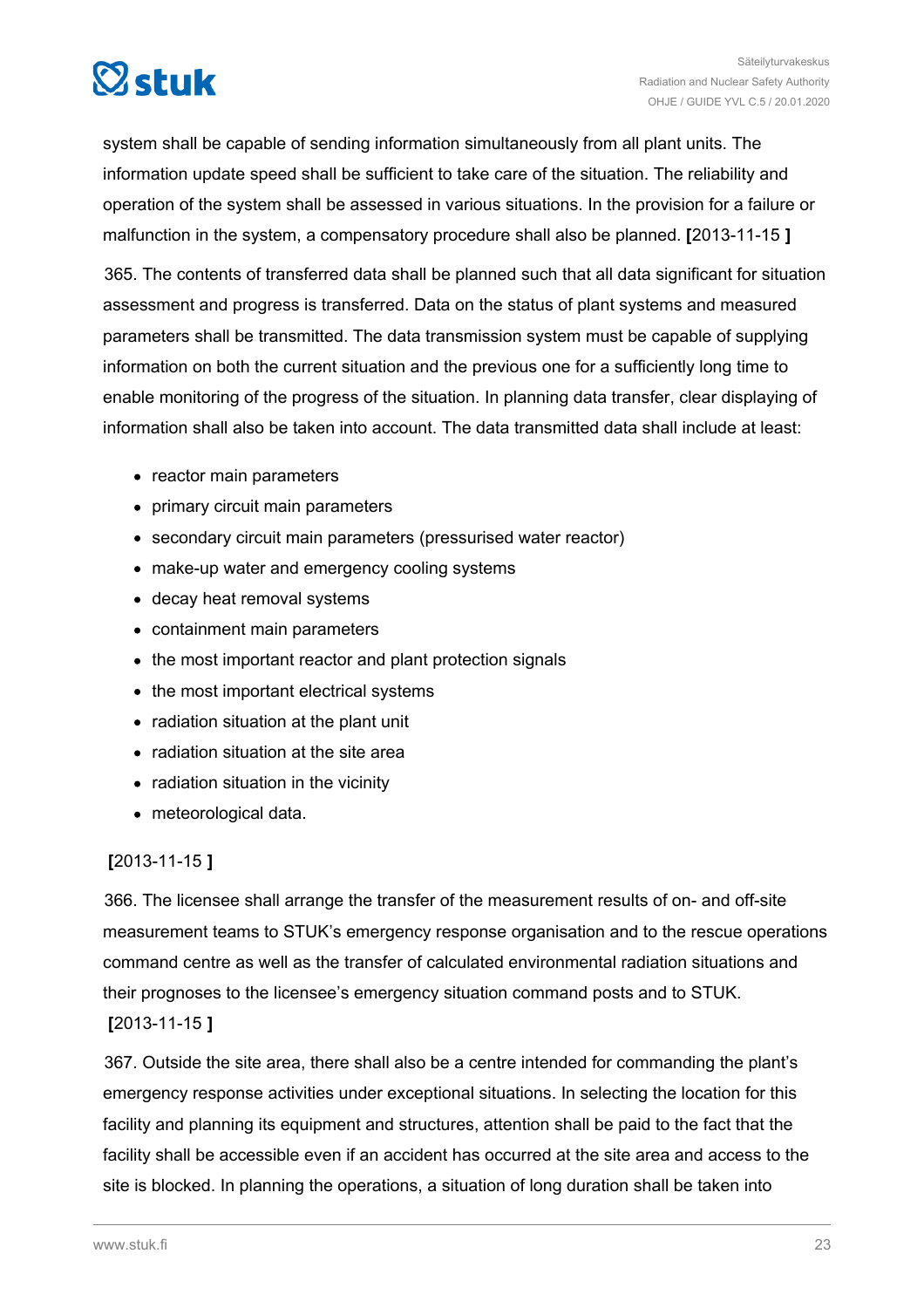system shall be capable of sending information simultaneously from all plant units. The information update speed shall be sufficient to take care of the situation. The reliability and operation of the system shall be assessed in various situations. In the provision for a failure or malfunction in the system, a compensatory procedure shall also be planned. **[**2013-11-15 **]**

365. The contents of transferred data shall be planned such that all data significant for situation assessment and progress is transferred. Data on the status of plant systems and measured parameters shall be transmitted. The data transmission system must be capable of supplying information on both the current situation and the previous one for a sufficiently long time to enable monitoring of the progress of the situation. In planning data transfer, clear displaying of information shall also be taken into account. The data transmitted data shall include at least:

- reactor main parameters
- primary circuit main parameters
- secondary circuit main parameters (pressurised water reactor)
- make-up water and emergency cooling systems
- decay heat removal systems
- containment main parameters
- the most important reactor and plant protection signals
- the most important electrical systems
- radiation situation at the plant unit
- radiation situation at the site area
- radiation situation in the vicinity
- meteorological data.

**[**2013-11-15 **]**

366. The licensee shall arrange the transfer of the measurement results of on- and off-site measurement teams to STUK's emergency response organisation and to the rescue operations command centre as well as the transfer of calculated environmental radiation situations and their prognoses to the licensee's emergency situation command posts and to STUK. **[**2013-11-15 **]**

367. Outside the site area, there shall also be a centre intended for commanding the plant's emergency response activities under exceptional situations. In selecting the location for this facility and planning its equipment and structures, attention shall be paid to the fact that the facility shall be accessible even if an accident has occurred at the site area and access to the site is blocked. In planning the operations, a situation of long duration shall be taken into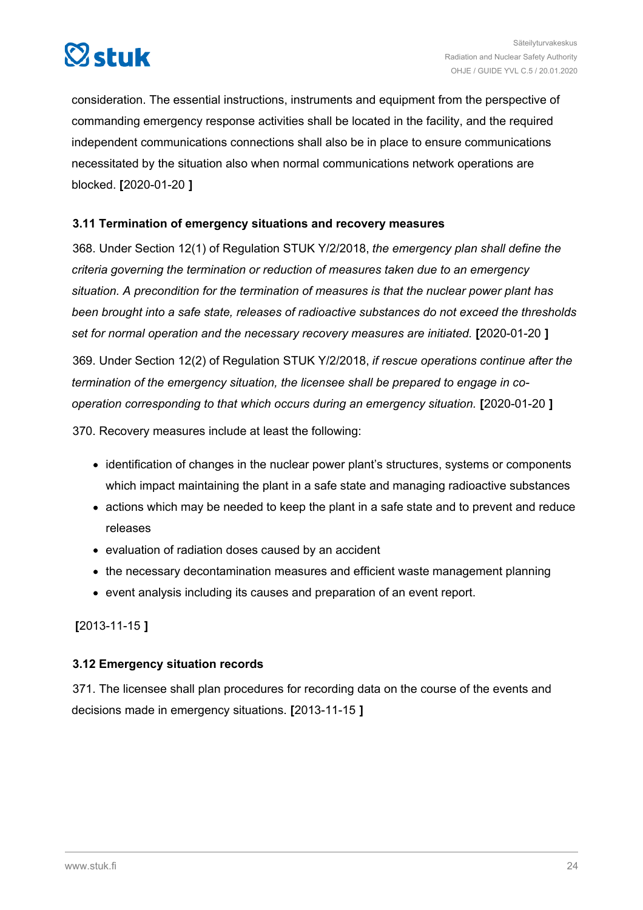consideration. The essential instructions, instruments and equipment from the perspective of commanding emergency response activities shall be located in the facility, and the required independent communications connections shall also be in place to ensure communications necessitated by the situation also when normal communications network operations are blocked. **[**2020-01-20 **]**

### 3.11 Termination of emergency situations and recovery measures

368. Under Section 12(1) of Regulation STUK Y/2/2018, *the emergency plan shall define the criteria governing the termination or reduction of measures taken due to an emergency situation. A precondition for the termination of measures is that the nuclear power plant has been brought into a safe state, releases of radioactive substances do not exceed the thresholds set for normal operation and the necessary recovery measures are initiated.* **[**2020-01-20 **]**

369. Under Section 12(2) of Regulation STUK Y/2/2018, *if rescue operations continue after the termination of the emergency situation, the licensee shall be prepared to engage in co-operation corresponding to that which occurs during an emergency situation.* **[**2020-01-20 **]**

370. Recovery measures include at least the following:

- identification of changes in the nuclear power plant's structures, systems or components which impact maintaining the plant in a safe state and managing radioactive substances
- actions which may be needed to keep the plant in a safe state and to prevent and reduce releases
- evaluation of radiation doses caused by an accident
- the necessary decontamination measures and efficient waste management planning
- event analysis including its causes and preparation of an event report.

**[**2013-11-15 **]**

### 3.12 Emergency situation records

371. The licensee shall plan procedures for recording data on the course of the events and decisions made in emergency situations. **[**2013-11-15 **]**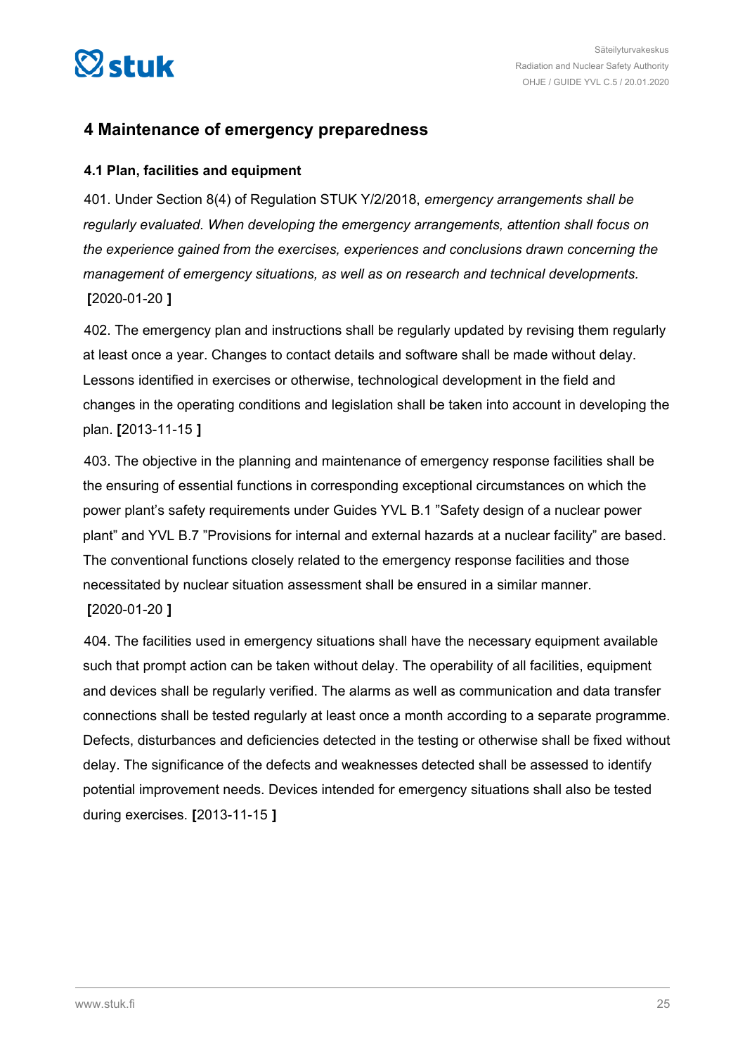## 4 Maintenance of emergency preparedness

### 4.1 Plan, facilities and equipment

401. Under Section 8(4) of Regulation STUK Y/2/2018, *emergency arrangements shall be regularly evaluated. When developing the emergency arrangements, attention shall focus on the experience gained from the exercises, experiences and conclusions drawn concerning the management of emergency situations, as well as on research and technical developments.* **[**2020-01-20 **]**

402. The emergency plan and instructions shall be regularly updated by revising them regularly at least once a year. Changes to contact details and software shall be made without delay. Lessons identified in exercises or otherwise, technological development in the field and changes in the operating conditions and legislation shall be taken into account in developing the plan. **[**2013-11-15 **]**

403. The objective in the planning and maintenance of emergency response facilities shall be the ensuring of essential functions in corresponding exceptional circumstances on which the power plant's safety requirements under Guides YVL B.1 "Safety design of a nuclear power plant" and YVL B.7 "Provisions for internal and external hazards at a nuclear facility" are based. The conventional functions closely related to the emergency response facilities and those necessitated by nuclear situation assessment shall be ensured in a similar manner. **[**2020-01-20 **]**

404. The facilities used in emergency situations shall have the necessary equipment available such that prompt action can be taken without delay. The operability of all facilities, equipment and devices shall be regularly verified. The alarms as well as communication and data transfer connections shall be tested regularly at least once a month according to a separate programme. Defects, disturbances and deficiencies detected in the testing or otherwise shall be fixed without delay. The significance of the defects and weaknesses detected shall be assessed to identify potential improvement needs. Devices intended for emergency situations shall also be tested during exercises. **[**2013-11-15 **]**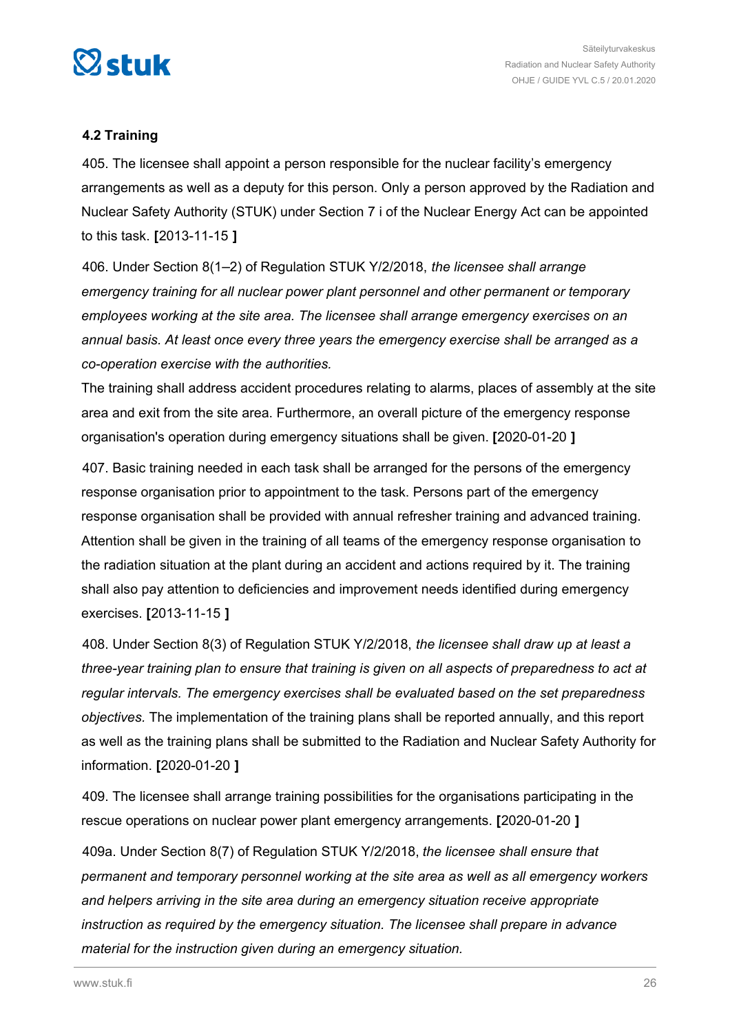### 4.2 Training

405. The licensee shall appoint a person responsible for the nuclear facility's emergency arrangements as well as a deputy for this person. Only a person approved by the Radiation and Nuclear Safety Authority (STUK) under Section 7 i of the Nuclear Energy Act can be appointed to this task. **[**2013-11-15 **]**

406. Under Section 8(1–2) of Regulation STUK Y/2/2018, *the licensee shall arrange emergency training for all nuclear power plant personnel and other permanent or temporary employees working at the site area. The licensee shall arrange emergency exercises on an annual basis. At least once every three years the emergency exercise shall be arranged as a co-operation exercise with the authorities.*

The training shall address accident procedures relating to alarms, places of assembly at the site area and exit from the site area. Furthermore, an overall picture of the emergency response organisation's operation during emergency situations shall be given. **[**2020-01-20 **]**

407. Basic training needed in each task shall be arranged for the persons of the emergency response organisation prior to appointment to the task. Persons part of the emergency response organisation shall be provided with annual refresher training and advanced training. Attention shall be given in the training of all teams of the emergency response organisation to the radiation situation at the plant during an accident and actions required by it. The training shall also pay attention to deficiencies and improvement needs identified during emergency exercises. **[**2013-11-15 **]**

408. Under Section 8(3) of Regulation STUK Y/2/2018, *the licensee shall draw up at least a three-year training plan to ensure that training is given on all aspects of preparedness to act at regular intervals. The emergency exercises shall be evaluated based on the set preparedness objectives.* The implementation of the training plans shall be reported annually, and this report as well as the training plans shall be submitted to the Radiation and Nuclear Safety Authority for information. **[**2020-01-20 **]**

409. The licensee shall arrange training possibilities for the organisations participating in the rescue operations on nuclear power plant emergency arrangements. **[**2020-01-20 **]**

409a. Under Section 8(7) of Regulation STUK Y/2/2018, *the licensee shall ensure that permanent and temporary personnel working at the site area as well as all emergency workers and helpers arriving in the site area during an emergency situation receive appropriate instruction as required by the emergency situation. The licensee shall prepare in advance material for the instruction given during an emergency situation.*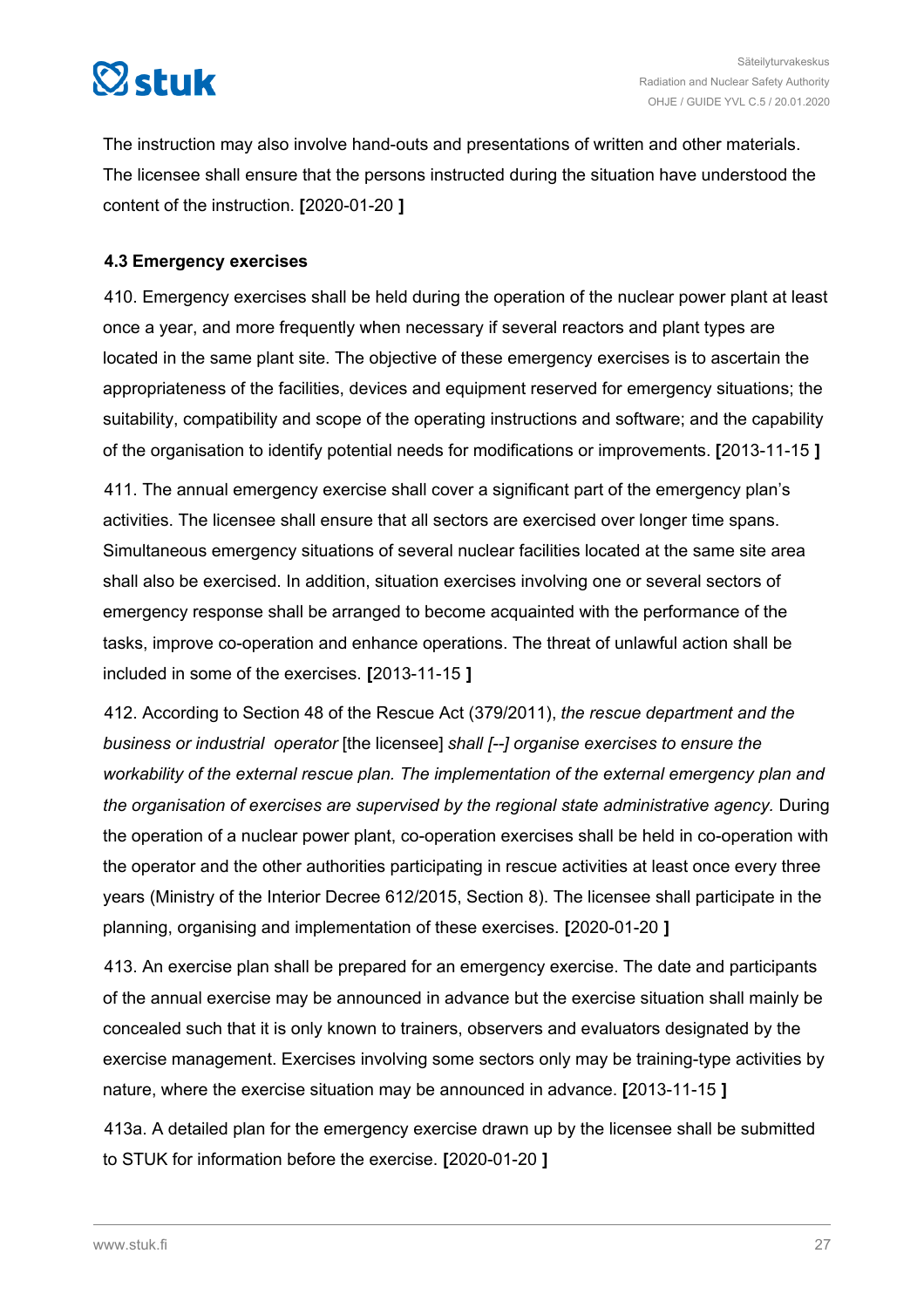The instruction may also involve hand-outs and presentations of written and other materials. The licensee shall ensure that the persons instructed during the situation have understood the content of the instruction. **[**2020-01-20 **]**

#### 4.3 Emergency exercises

410. Emergency exercises shall be held during the operation of the nuclear power plant at least once a year, and more frequently when necessary if several reactors and plant types are located in the same plant site. The objective of these emergency exercises is to ascertain the appropriateness of the facilities, devices and equipment reserved for emergency situations; the suitability, compatibility and scope of the operating instructions and software; and the capability of the organisation to identify potential needs for modifications or improvements. **[**2013-11-15 **]**

411. The annual emergency exercise shall cover a significant part of the emergency plan's activities. The licensee shall ensure that all sectors are exercised over longer time spans. Simultaneous emergency situations of several nuclear facilities located at the same site area shall also be exercised. In addition, situation exercises involving one or several sectors of emergency response shall be arranged to become acquainted with the performance of the tasks, improve co-operation and enhance operations. The threat of unlawful action shall be included in some of the exercises. **[**2013-11-15 **]**

412. According to Section 48 of the Rescue Act (379/2011), *the rescue department and the business or industrial operator* [the licensee] *shall [--] organise exercises to ensure the workability of the external rescue plan. The implementation of the external emergency plan and the organisation of exercises are supervised by the regional state administrative agency.* During the operation of a nuclear power plant, co-operation exercises shall be held in co-operation with the operator and the other authorities participating in rescue activities at least once every three years (Ministry of the Interior Decree 612/2015, Section 8). The licensee shall participate in the planning, organising and implementation of these exercises. **[**2020-01-20 **]**

413. An exercise plan shall be prepared for an emergency exercise. The date and participants of the annual exercise may be announced in advance but the exercise situation shall mainly be concealed such that it is only known to trainers, observers and evaluators designated by the exercise management. Exercises involving some sectors only may be training-type activities by nature, where the exercise situation may be announced in advance. **[**2013-11-15 **]**

413a. A detailed plan for the emergency exercise drawn up by the licensee shall be submitted to STUK for information before the exercise. **[**2020-01-20 **]**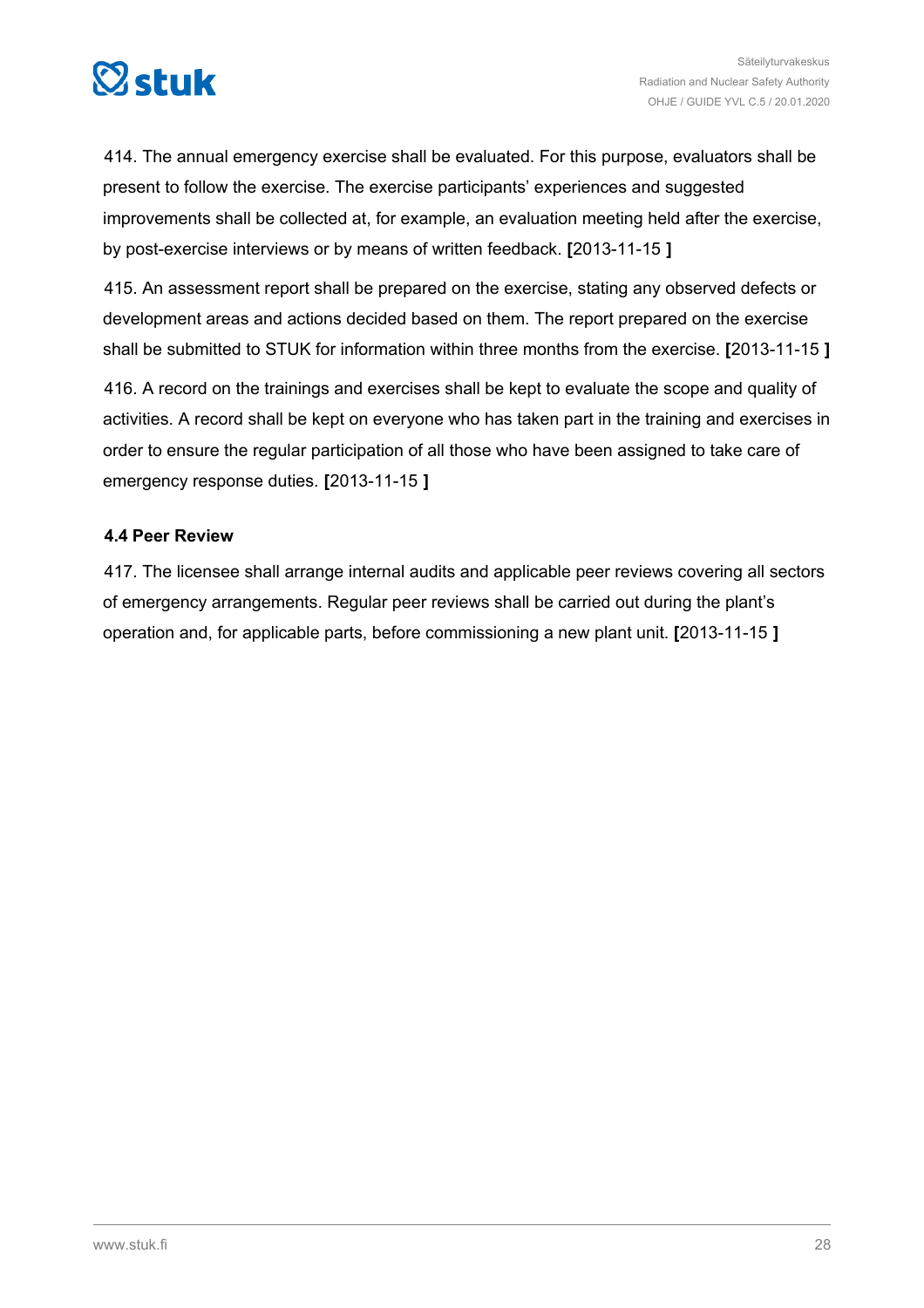414. The annual emergency exercise shall be evaluated. For this purpose, evaluators shall be present to follow the exercise. The exercise participants' experiences and suggested improvements shall be collected at, for example, an evaluation meeting held after the exercise, by post-exercise interviews or by means of written feedback. **[**2013-11-15 **]**

415. An assessment report shall be prepared on the exercise, stating any observed defects or development areas and actions decided based on them. The report prepared on the exercise shall be submitted to STUK for information within three months from the exercise. **[**2013-11-15 **]**

416. A record on the trainings and exercises shall be kept to evaluate the scope and quality of activities. A record shall be kept on everyone who has taken part in the training and exercises in order to ensure the regular participation of all those who have been assigned to take care of emergency response duties. **[**2013-11-15 **]**

#### 4.4 Peer Review

417. The licensee shall arrange internal audits and applicable peer reviews covering all sectors of emergency arrangements. Regular peer reviews shall be carried out during the plant's operation and, for applicable parts, before commissioning a new plant unit. **[**2013-11-15 **]**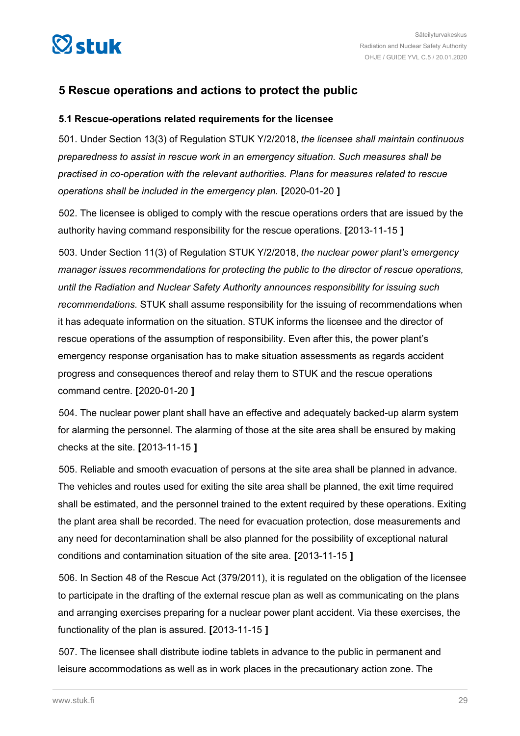## 5 Rescue operations and actions to protect the public

### 5.1 Rescue-operations related requirements for the licensee

501. Under Section 13(3) of Regulation STUK Y/2/2018, *the licensee shall maintain continuous preparedness to assist in rescue work in an emergency situation. Such measures shall be practised in co-operation with the relevant authorities. Plans for measures related to rescue operations shall be included in the emergency plan.* **[**2020-01-20 **]**

502. The licensee is obliged to comply with the rescue operations orders that are issued by the authority having command responsibility for the rescue operations. **[**2013-11-15 **]**

503. Under Section 11(3) of Regulation STUK Y/2/2018, *the nuclear power plant's emergency manager issues recommendations for protecting the public to the director of rescue operations, until the Radiation and Nuclear Safety Authority announces responsibility for issuing such recommendations.* STUK shall assume responsibility for the issuing of recommendations when it has adequate information on the situation. STUK informs the licensee and the director of rescue operations of the assumption of responsibility. Even after this, the power plant's emergency response organisation has to make situation assessments as regards accident progress and consequences thereof and relay them to STUK and the rescue operations command centre. **[**2020-01-20 **]**

504. The nuclear power plant shall have an effective and adequately backed-up alarm system for alarming the personnel. The alarming of those at the site area shall be ensured by making checks at the site. **[**2013-11-15 **]**

505. Reliable and smooth evacuation of persons at the site area shall be planned in advance. The vehicles and routes used for exiting the site area shall be planned, the exit time required shall be estimated, and the personnel trained to the extent required by these operations. Exiting the plant area shall be recorded. The need for evacuation protection, dose measurements and any need for decontamination shall be also planned for the possibility of exceptional natural conditions and contamination situation of the site area. **[**2013-11-15 **]**

506. In Section 48 of the Rescue Act (379/2011), it is regulated on the obligation of the licensee to participate in the drafting of the external rescue plan as well as communicating on the plans and arranging exercises preparing for a nuclear power plant accident. Via these exercises, the functionality of the plan is assured. **[**2013-11-15 **]**

507. The licensee shall distribute iodine tablets in advance to the public in permanent and leisure accommodations as well as in work places in the precautionary action zone. The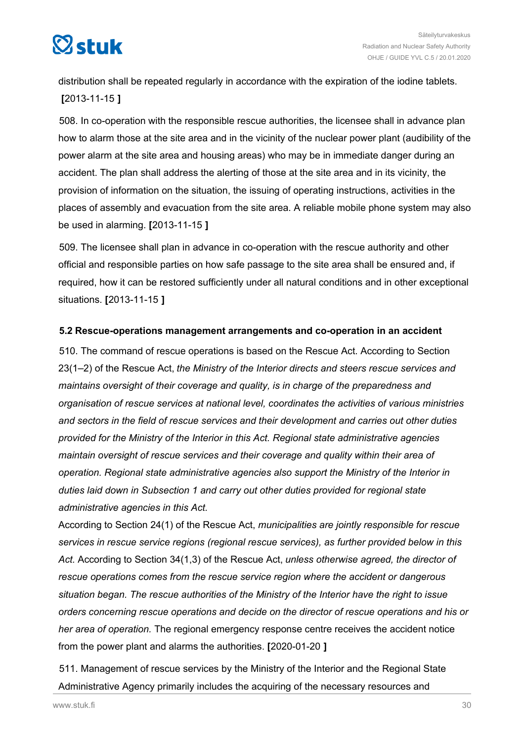distribution shall be repeated regularly in accordance with the expiration of the iodine tablets. **[**2013-11-15 **]**

508. In co-operation with the responsible rescue authorities, the licensee shall in advance plan how to alarm those at the site area and in the vicinity of the nuclear power plant (audibility of the power alarm at the site area and housing areas) who may be in immediate danger during an accident. The plan shall address the alerting of those at the site area and in its vicinity, the provision of information on the situation, the issuing of operating instructions, activities in the places of assembly and evacuation from the site area. A reliable mobile phone system may also be used in alarming. **[**2013-11-15 **]**

509. The licensee shall plan in advance in co-operation with the rescue authority and other official and responsible parties on how safe passage to the site area shall be ensured and, if required, how it can be restored sufficiently under all natural conditions and in other exceptional situations. **[**2013-11-15 **]**

### 5.2 Rescue-operations management arrangements and co-operation in an accident

510. The command of rescue operations is based on the Rescue Act. According to Section 23(1–2) of the Rescue Act, *the Ministry of the Interior directs and steers rescue services and maintains oversight of their coverage and quality, is in charge of the preparedness and organisation of rescue services at national level, coordinates the activities of various ministries and sectors in the field of rescue services and their development and carries out other duties provided for the Ministry of the Interior in this Act. Regional state administrative agencies maintain oversight of rescue services and their coverage and quality within their area of operation. Regional state administrative agencies also support the Ministry of the Interior in duties laid down in Subsection 1 and carry out other duties provided for regional state administrative agencies in this Act.*
According to Section 24(1) of the Rescue Act, *municipalities are jointly responsible for rescue services in rescue service regions (regional rescue services), as further provided below in this Act.* According to Section 34(1,3) of the Rescue Act, *unless otherwise agreed, the director of rescue operations comes from the rescue service region where the accident or dangerous situation began. The rescue authorities of the Ministry of the Interior have the right to issue orders concerning rescue operations and decide on the director of rescue operations and his or her area of operation.* The regional emergency response centre receives the accident notice from the power plant and alarms the authorities. **[**2020-01-20 **]**

511. Management of rescue services by the Ministry of the Interior and the Regional State Administrative Agency primarily includes the acquiring of the necessary resources and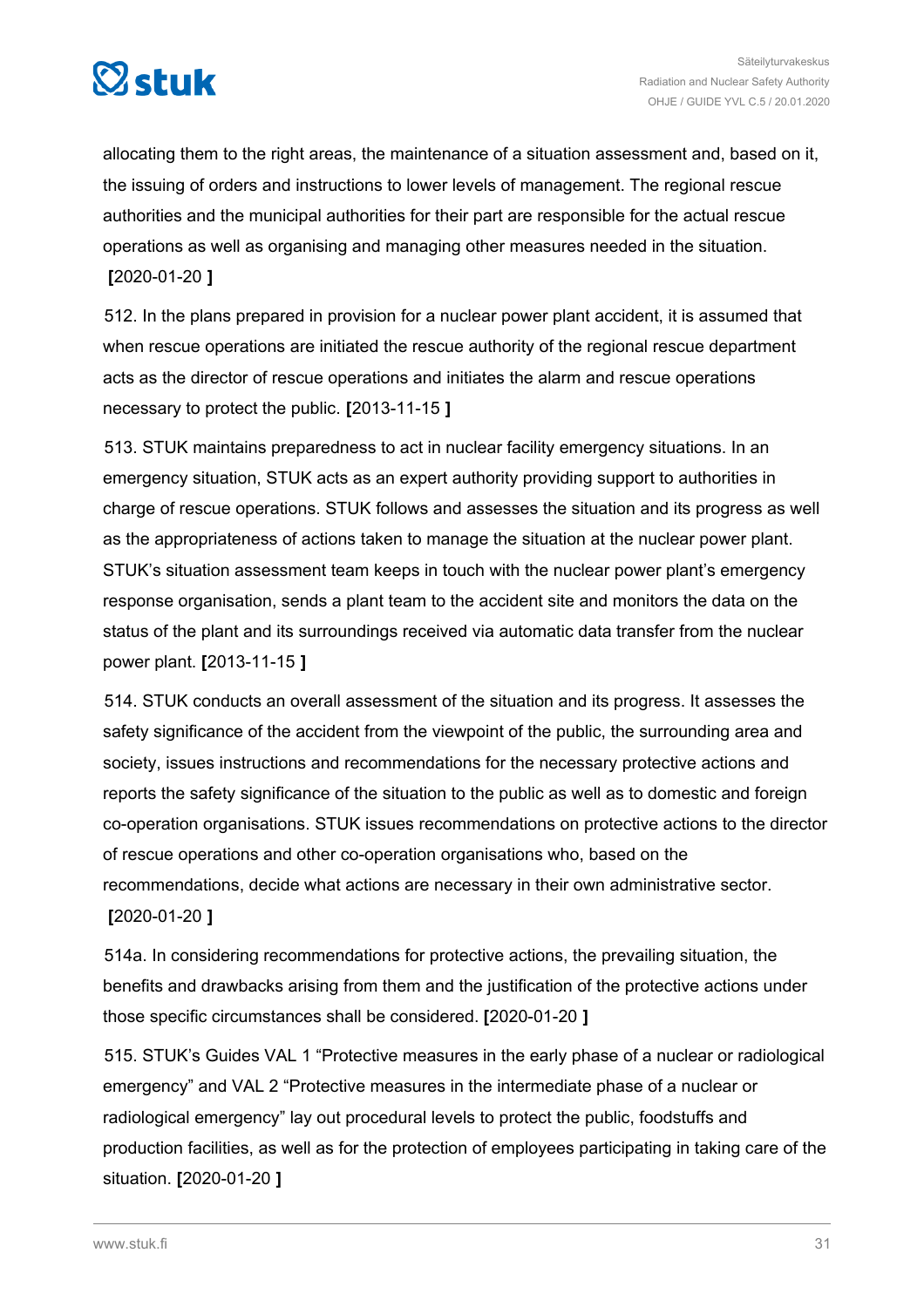allocating them to the right areas, the maintenance of a situation assessment and, based on it, the issuing of orders and instructions to lower levels of management. The regional rescue authorities and the municipal authorities for their part are responsible for the actual rescue operations as well as organising and managing other measures needed in the situation. **[**2020-01-20 **]**

512. In the plans prepared in provision for a nuclear power plant accident, it is assumed that when rescue operations are initiated the rescue authority of the regional rescue department acts as the director of rescue operations and initiates the alarm and rescue operations necessary to protect the public. **[**2013-11-15 **]**

513. STUK maintains preparedness to act in nuclear facility emergency situations. In an emergency situation, STUK acts as an expert authority providing support to authorities in charge of rescue operations. STUK follows and assesses the situation and its progress as well as the appropriateness of actions taken to manage the situation at the nuclear power plant. STUK's situation assessment team keeps in touch with the nuclear power plant's emergency response organisation, sends a plant team to the accident site and monitors the data on the status of the plant and its surroundings received via automatic data transfer from the nuclear power plant. **[**2013-11-15 **]**

514. STUK conducts an overall assessment of the situation and its progress. It assesses the safety significance of the accident from the viewpoint of the public, the surrounding area and society, issues instructions and recommendations for the necessary protective actions and reports the safety significance of the situation to the public as well as to domestic and foreign co-operation organisations. STUK issues recommendations on protective actions to the director of rescue operations and other co-operation organisations who, based on the recommendations, decide what actions are necessary in their own administrative sector. **[**2020-01-20 **]**

514a. In considering recommendations for protective actions, the prevailing situation, the benefits and drawbacks arising from them and the justification of the protective actions under those specific circumstances shall be considered. **[**2020-01-20 **]**

515. STUK's Guides VAL 1 "Protective measures in the early phase of a nuclear or radiological emergency" and VAL 2 "Protective measures in the intermediate phase of a nuclear or radiological emergency" lay out procedural levels to protect the public, foodstuffs and production facilities, as well as for the protection of employees participating in taking care of the situation. **[**2020-01-20 **]**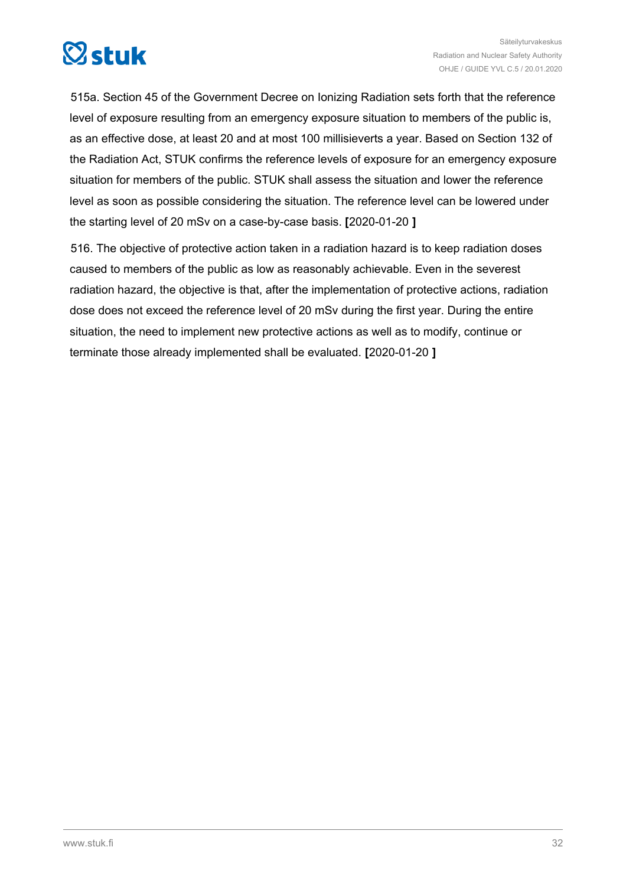515a. Section 45 of the Government Decree on Ionizing Radiation sets forth that the reference level of exposure resulting from an emergency exposure situation to members of the public is, as an effective dose, at least 20 and at most 100 millisieverts a year. Based on Section 132 of the Radiation Act, STUK confirms the reference levels of exposure for an emergency exposure situation for members of the public. STUK shall assess the situation and lower the reference level as soon as possible considering the situation. The reference level can be lowered under the starting level of 20 mSv on a case-by-case basis. **[**2020-01-20 **]**

516. The objective of protective action taken in a radiation hazard is to keep radiation doses caused to members of the public as low as reasonably achievable. Even in the severest radiation hazard, the objective is that, after the implementation of protective actions, radiation dose does not exceed the reference level of 20 mSv during the first year. During the entire situation, the need to implement new protective actions as well as to modify, continue or terminate those already implemented shall be evaluated. **[**2020-01-20 **]**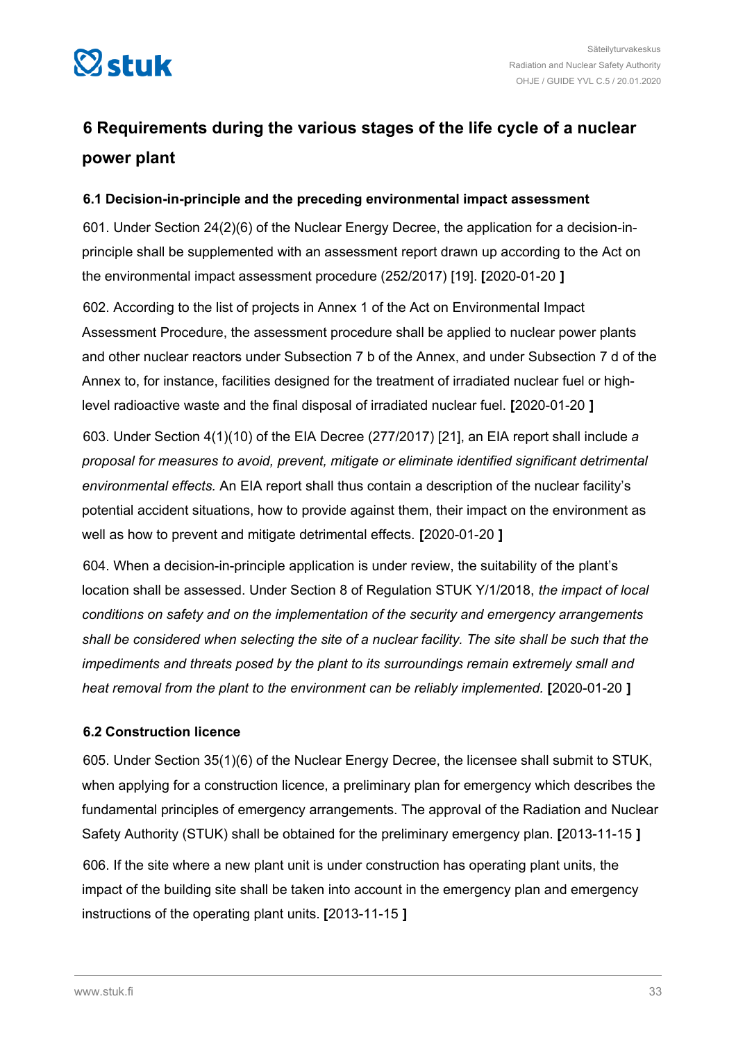## 6 Requirements during the various stages of the life cycle of a nuclear power plant

### 6.1 Decision-in-principle and the preceding environmental impact assessment

601. Under Section 24(2)(6) of the Nuclear Energy Decree, the application for a decision-in-principle shall be supplemented with an assessment report drawn up according to the Act on the environmental impact assessment procedure (252/2017) [19]. **[**2020-01-20 **]**

602. According to the list of projects in Annex 1 of the Act on Environmental Impact Assessment Procedure, the assessment procedure shall be applied to nuclear power plants and other nuclear reactors under Subsection 7 b of the Annex, and under Subsection 7 d of the Annex to, for instance, facilities designed for the treatment of irradiated nuclear fuel or high-level radioactive waste and the final disposal of irradiated nuclear fuel. **[**2020-01-20 **]**

603. Under Section 4(1)(10) of the EIA Decree (277/2017) [21], an EIA report shall include *a proposal for measures to avoid, prevent, mitigate or eliminate identified significant detrimental environmental effects.* An EIA report shall thus contain a description of the nuclear facility's potential accident situations, how to provide against them, their impact on the environment as well as how to prevent and mitigate detrimental effects. **[**2020-01-20 **]**

604. When a decision-in-principle application is under review, the suitability of the plant's location shall be assessed. Under Section 8 of Regulation STUK Y/1/2018, *the impact of local conditions on safety and on the implementation of the security and emergency arrangements shall be considered when selecting the site of a nuclear facility. The site shall be such that the impediments and threats posed by the plant to its surroundings remain extremely small and heat removal from the plant to the environment can be reliably implemented.* **[**2020-01-20 **]**

### 6.2 Construction licence

605. Under Section 35(1)(6) of the Nuclear Energy Decree, the licensee shall submit to STUK, when applying for a construction licence, a preliminary plan for emergency which describes the fundamental principles of emergency arrangements. The approval of the Radiation and Nuclear Safety Authority (STUK) shall be obtained for the preliminary emergency plan. **[**2013-11-15 **]**

606. If the site where a new plant unit is under construction has operating plant units, the impact of the building site shall be taken into account in the emergency plan and emergency instructions of the operating plant units. **[**2013-11-15 **]**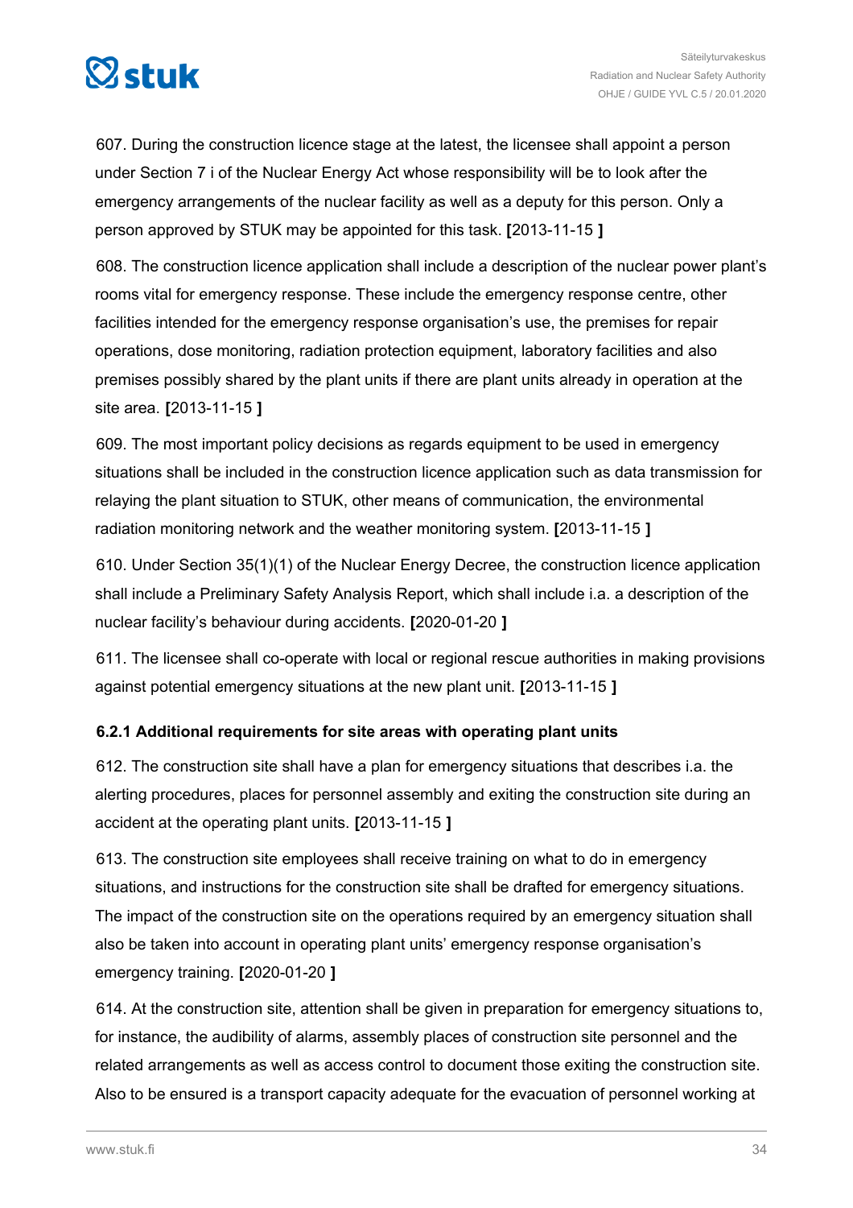607. During the construction licence stage at the latest, the licensee shall appoint a person under Section 7 i of the Nuclear Energy Act whose responsibility will be to look after the emergency arrangements of the nuclear facility as well as a deputy for this person. Only a person approved by STUK may be appointed for this task. **[**2013-11-15 **]**

608. The construction licence application shall include a description of the nuclear power plant's rooms vital for emergency response. These include the emergency response centre, other facilities intended for the emergency response organisation's use, the premises for repair operations, dose monitoring, radiation protection equipment, laboratory facilities and also premises possibly shared by the plant units if there are plant units already in operation at the site area. **[**2013-11-15 **]**

609. The most important policy decisions as regards equipment to be used in emergency situations shall be included in the construction licence application such as data transmission for relaying the plant situation to STUK, other means of communication, the environmental radiation monitoring network and the weather monitoring system. **[**2013-11-15 **]**

610. Under Section 35(1)(1) of the Nuclear Energy Decree, the construction licence application shall include a Preliminary Safety Analysis Report, which shall include i.a. a description of the nuclear facility's behaviour during accidents. **[**2020-01-20 **]**

611. The licensee shall co-operate with local or regional rescue authorities in making provisions against potential emergency situations at the new plant unit. **[**2013-11-15 **]**

#### 6.2.1 Additional requirements for site areas with operating plant units

612. The construction site shall have a plan for emergency situations that describes i.a. the alerting procedures, places for personnel assembly and exiting the construction site during an accident at the operating plant units. **[**2013-11-15 **]**

613. The construction site employees shall receive training on what to do in emergency situations, and instructions for the construction site shall be drafted for emergency situations. The impact of the construction site on the operations required by an emergency situation shall also be taken into account in operating plant units' emergency response organisation's emergency training. **[**2020-01-20 **]**

614. At the construction site, attention shall be given in preparation for emergency situations to, for instance, the audibility of alarms, assembly places of construction site personnel and the related arrangements as well as access control to document those exiting the construction site. Also to be ensured is a transport capacity adequate for the evacuation of personnel working at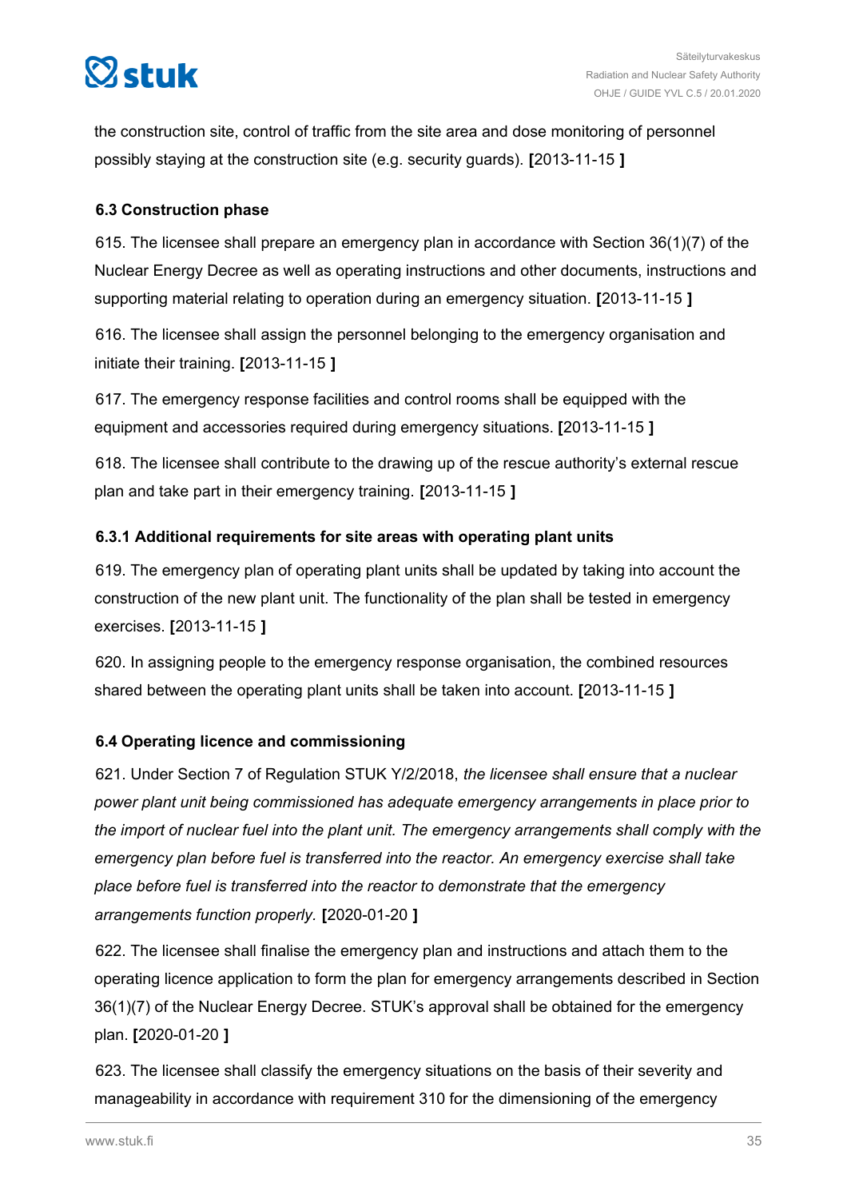the construction site, control of traffic from the site area and dose monitoring of personnel possibly staying at the construction site (e.g. security guards). **[**2013-11-15 **]**

### 6.3 Construction phase

615. The licensee shall prepare an emergency plan in accordance with Section 36(1)(7) of the Nuclear Energy Decree as well as operating instructions and other documents, instructions and supporting material relating to operation during an emergency situation. **[**2013-11-15 **]**

616. The licensee shall assign the personnel belonging to the emergency organisation and initiate their training. **[**2013-11-15 **]**

617. The emergency response facilities and control rooms shall be equipped with the equipment and accessories required during emergency situations. **[**2013-11-15 **]**

618. The licensee shall contribute to the drawing up of the rescue authority's external rescue plan and take part in their emergency training. **[**2013-11-15 **]**

#### 6.3.1 Additional requirements for site areas with operating plant units

619. The emergency plan of operating plant units shall be updated by taking into account the construction of the new plant unit. The functionality of the plan shall be tested in emergency exercises. **[**2013-11-15 **]**

620. In assigning people to the emergency response organisation, the combined resources shared between the operating plant units shall be taken into account. **[**2013-11-15 **]**

### 6.4 Operating licence and commissioning

621. Under Section 7 of Regulation STUK Y/2/2018, *the licensee shall ensure that a nuclear power plant unit being commissioned has adequate emergency arrangements in place prior to the import of nuclear fuel into the plant unit. The emergency arrangements shall comply with the emergency plan before fuel is transferred into the reactor. An emergency exercise shall take place before fuel is transferred into the reactor to demonstrate that the emergency arrangements function properly.* **[**2020-01-20 **]**

622. The licensee shall finalise the emergency plan and instructions and attach them to the operating licence application to form the plan for emergency arrangements described in Section 36(1)(7) of the Nuclear Energy Decree. STUK's approval shall be obtained for the emergency plan. **[**2020-01-20 **]**

623. The licensee shall classify the emergency situations on the basis of their severity and manageability in accordance with requirement 310 for the dimensioning of the emergency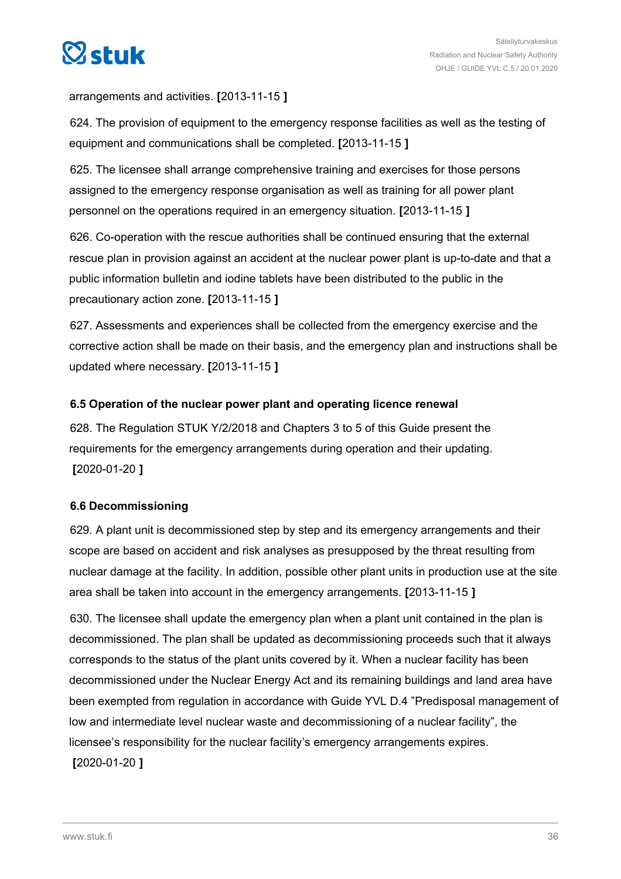arrangements and activities. [2013-11-15 ]

624. The provision of equipment to the emergency response facilities as well as the testing of equipment and communications shall be completed. [2013-11-15 ]

625. The licensee shall arrange comprehensive training and exercises for those persons assigned to the emergency response organisation as well as training for all power plant personnel on the operations required in an emergency situation. [2013-11-15 ]

626. Co-operation with the rescue authorities shall be continued ensuring that the external rescue plan in provision against an accident at the nuclear power plant is up-to-date and that a public information bulletin and iodine tablets have been distributed to the public in the precautionary action zone. [2013-11-15 ]

627. Assessments and experiences shall be collected from the emergency exercise and the corrective action shall be made on their basis, and the emergency plan and instructions shall be updated where necessary. [2013-11-15 ]

### 6.5 Operation of the nuclear power plant and operating licence renewal

628. The Regulation STUK Y/2/2018 and Chapters 3 to 5 of this Guide present the requirements for the emergency arrangements during operation and their updating. [2020-01-20 ]

### 6.6 Decommissioning

629. A plant unit is decommissioned step by step and its emergency arrangements and their scope are based on accident and risk analyses as presupposed by the threat resulting from nuclear damage at the facility. In addition, possible other plant units in production use at the site area shall be taken into account in the emergency arrangements. [2013-11-15 ]

630. The licensee shall update the emergency plan when a plant unit contained in the plan is decommissioned. The plan shall be updated as decommissioning proceeds such that it always corresponds to the status of the plant units covered by it. When a nuclear facility has been decommissioned under the Nuclear Energy Act and its remaining buildings and land area have been exempted from regulation in accordance with Guide YVL D.4 "Predisposal management of low and intermediate level nuclear waste and decommissioning of a nuclear facility", the licensee's responsibility for the nuclear facility's emergency arrangements expires. [2020-01-20 ]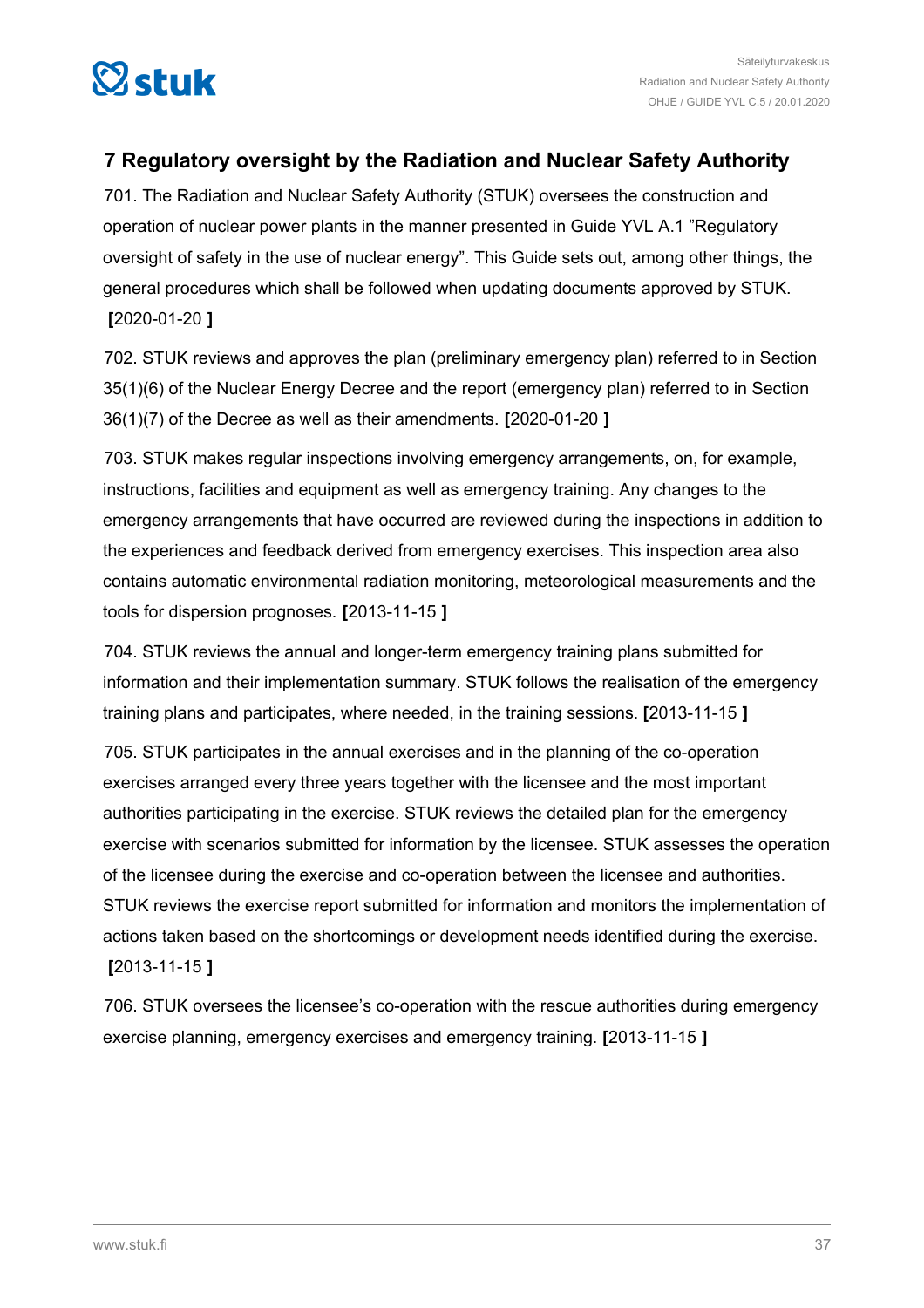## 7 Regulatory oversight by the Radiation and Nuclear Safety Authority

701. The Radiation and Nuclear Safety Authority (STUK) oversees the construction and operation of nuclear power plants in the manner presented in Guide YVL A.1 "Regulatory oversight of safety in the use of nuclear energy". This Guide sets out, among other things, the general procedures which shall be followed when updating documents approved by STUK. **[**2020-01-20 **]**

702. STUK reviews and approves the plan (preliminary emergency plan) referred to in Section 35(1)(6) of the Nuclear Energy Decree and the report (emergency plan) referred to in Section 36(1)(7) of the Decree as well as their amendments. **[**2020-01-20 **]**

703. STUK makes regular inspections involving emergency arrangements, on, for example, instructions, facilities and equipment as well as emergency training. Any changes to the emergency arrangements that have occurred are reviewed during the inspections in addition to the experiences and feedback derived from emergency exercises. This inspection area also contains automatic environmental radiation monitoring, meteorological measurements and the tools for dispersion prognoses. **[**2013-11-15 **]**

704. STUK reviews the annual and longer-term emergency training plans submitted for information and their implementation summary. STUK follows the realisation of the emergency training plans and participates, where needed, in the training sessions. **[**2013-11-15 **]**

705. STUK participates in the annual exercises and in the planning of the co-operation exercises arranged every three years together with the licensee and the most important authorities participating in the exercise. STUK reviews the detailed plan for the emergency exercise with scenarios submitted for information by the licensee. STUK assesses the operation of the licensee during the exercise and co-operation between the licensee and authorities. STUK reviews the exercise report submitted for information and monitors the implementation of actions taken based on the shortcomings or development needs identified during the exercise. **[**2013-11-15 **]**

706. STUK oversees the licensee's co-operation with the rescue authorities during emergency exercise planning, emergency exercises and emergency training. **[**2013-11-15 **]**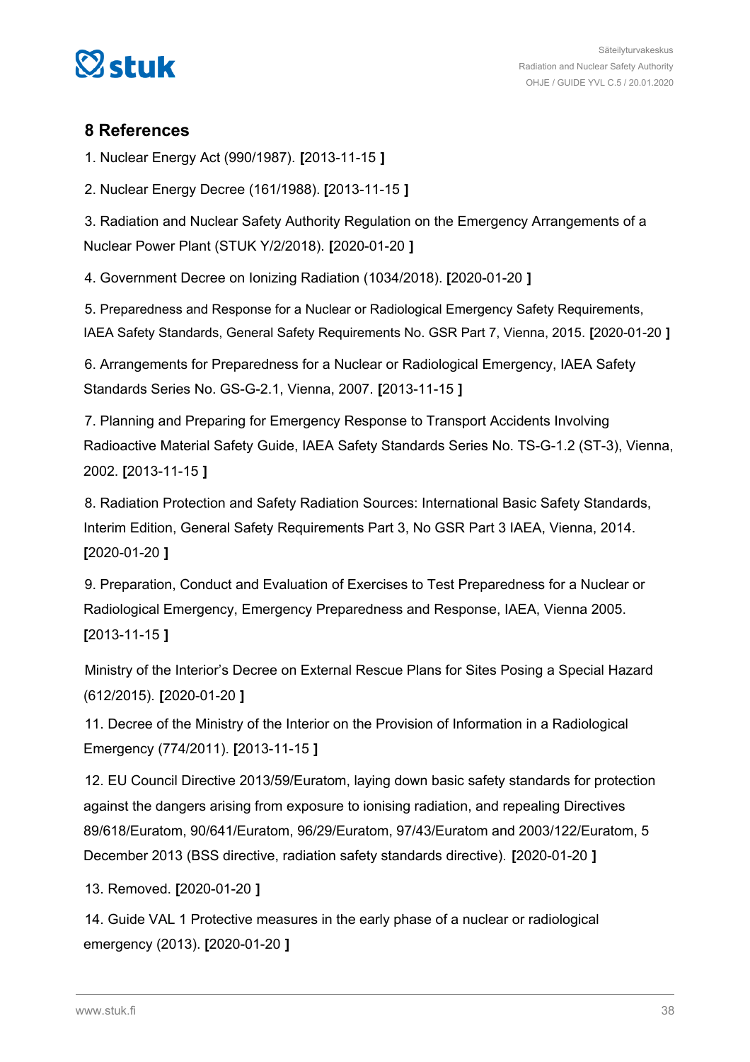## 8 References

1. Nuclear Energy Act (990/1987). [2013-11-15 ]

2. Nuclear Energy Decree (161/1988). [2013-11-15 ]

3. Radiation and Nuclear Safety Authority Regulation on the Emergency Arrangements of a Nuclear Power Plant (STUK Y/2/2018). [2020-01-20 ]

4. Government Decree on Ionizing Radiation (1034/2018). [2020-01-20 ]

5. Preparedness and Response for a Nuclear or Radiological Emergency Safety Requirements, IAEA Safety Standards, General Safety Requirements No. GSR Part 7, Vienna, 2015. [2020-01-20 ]

6. Arrangements for Preparedness for a Nuclear or Radiological Emergency, IAEA Safety Standards Series No. GS-G-2.1, Vienna, 2007. [2013-11-15 ]

7. Planning and Preparing for Emergency Response to Transport Accidents Involving Radioactive Material Safety Guide, IAEA Safety Standards Series No. TS-G-1.2 (ST-3), Vienna, 2002. [2013-11-15 ]

8. Radiation Protection and Safety Radiation Sources: International Basic Safety Standards, Interim Edition, General Safety Requirements Part 3, No GSR Part 3 IAEA, Vienna, 2014. [2020-01-20 ]

9. Preparation, Conduct and Evaluation of Exercises to Test Preparedness for a Nuclear or Radiological Emergency, Emergency Preparedness and Response, IAEA, Vienna 2005. [2013-11-15 ]

Ministry of the Interior's Decree on External Rescue Plans for Sites Posing a Special Hazard (612/2015). [2020-01-20 ]

11. Decree of the Ministry of the Interior on the Provision of Information in a Radiological Emergency (774/2011). [2013-11-15 ]

12. EU Council Directive 2013/59/Euratom, laying down basic safety standards for protection against the dangers arising from exposure to ionising radiation, and repealing Directives 89/618/Euratom, 90/641/Euratom, 96/29/Euratom, 97/43/Euratom and 2003/122/Euratom, 5 December 2013 (BSS directive, radiation safety standards directive). [2020-01-20 ]

13. Removed. [2020-01-20 ]

14. Guide VAL 1 Protective measures in the early phase of a nuclear or radiological emergency (2013). [2020-01-20 ]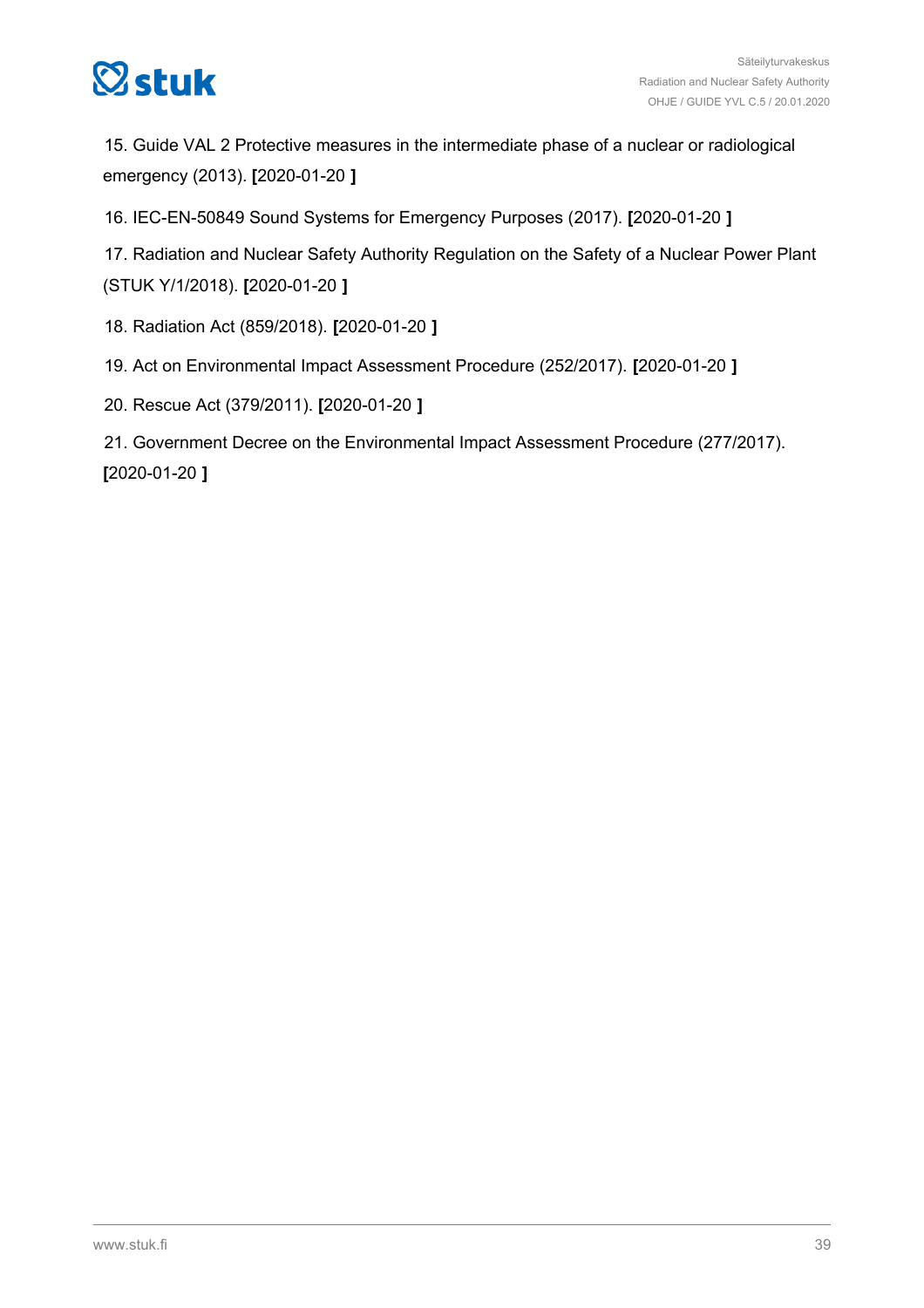15. Guide VAL 2 Protective measures in the intermediate phase of a nuclear or radiological emergency (2013). **[**2020-01-20 **]**

16. IEC-EN-50849 Sound Systems for Emergency Purposes (2017). **[**2020-01-20 **]**

17. Radiation and Nuclear Safety Authority Regulation on the Safety of a Nuclear Power Plant (STUK Y/1/2018). **[**2020-01-20 **]**

18. Radiation Act (859/2018). **[**2020-01-20 **]**

19. Act on Environmental Impact Assessment Procedure (252/2017). **[**2020-01-20 **]**

20. Rescue Act (379/2011). **[**2020-01-20 **]**

21. Government Decree on the Environmental Impact Assessment Procedure (277/2017). **[**2020-01-20 **]**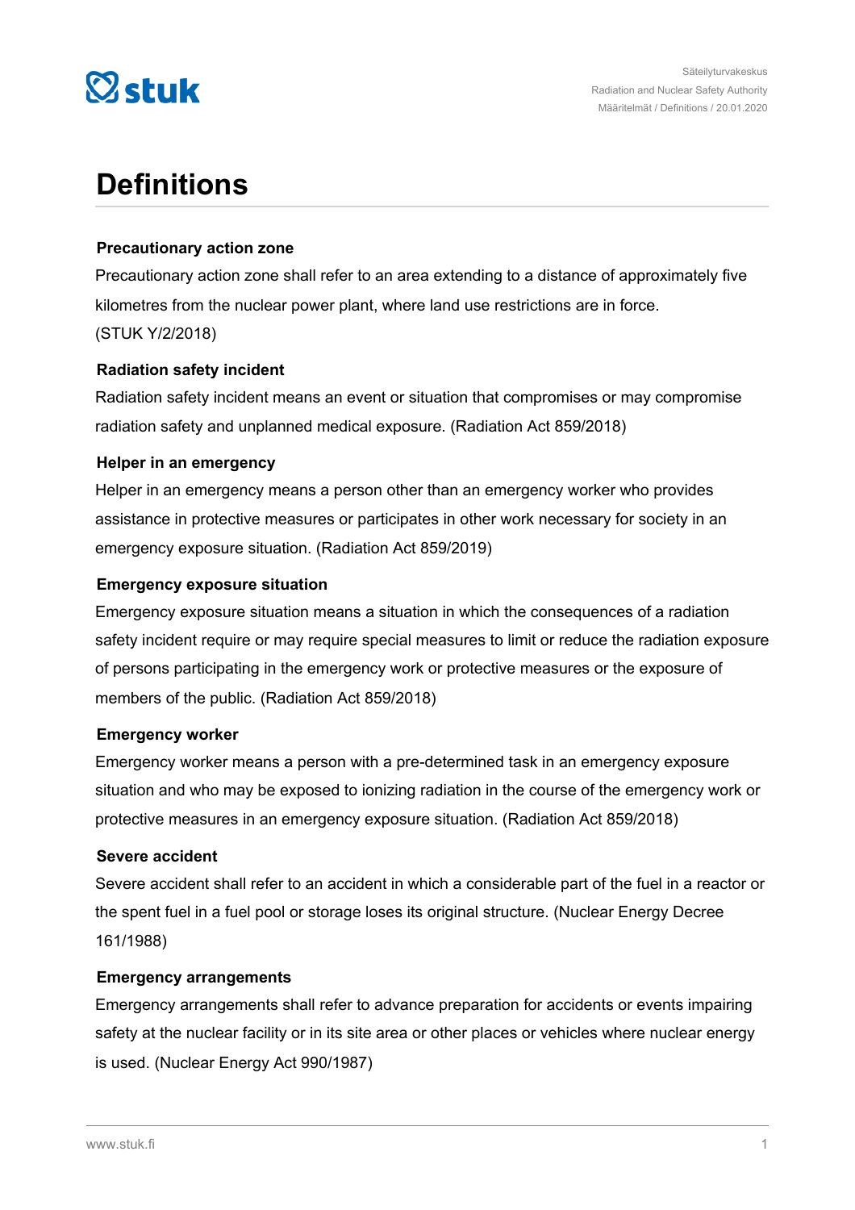# Definitions

### Precautionary action zone

Precautionary action zone shall refer to an area extending to a distance of approximately five kilometres from the nuclear power plant, where land use restrictions are in force. (STUK Y/2/2018)

### Radiation safety incident

Radiation safety incident means an event or situation that compromises or may compromise radiation safety and unplanned medical exposure. (Radiation Act 859/2018)

### Helper in an emergency

Helper in an emergency means a person other than an emergency worker who provides assistance in protective measures or participates in other work necessary for society in an emergency exposure situation. (Radiation Act 859/2019)

### Emergency exposure situation

Emergency exposure situation means a situation in which the consequences of a radiation safety incident require or may require special measures to limit or reduce the radiation exposure of persons participating in the emergency work or protective measures or the exposure of members of the public. (Radiation Act 859/2018)

### Emergency worker

Emergency worker means a person with a pre-determined task in an emergency exposure situation and who may be exposed to ionizing radiation in the course of the emergency work or protective measures in an emergency exposure situation. (Radiation Act 859/2018)

### Severe accident

Severe accident shall refer to an accident in which a considerable part of the fuel in a reactor or the spent fuel in a fuel pool or storage loses its original structure. (Nuclear Energy Decree 161/1988)

### Emergency arrangements

Emergency arrangements shall refer to advance preparation for accidents or events impairing safety at the nuclear facility or in its site area or other places or vehicles where nuclear energy is used. (Nuclear Energy Act 990/1987)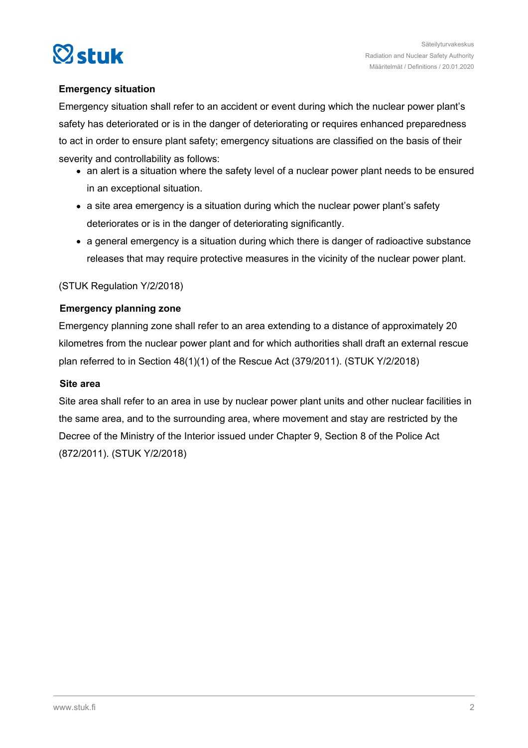### Emergency situation

Emergency situation shall refer to an accident or event during which the nuclear power plant's safety has deteriorated or is in the danger of deteriorating or requires enhanced preparedness to act in order to ensure plant safety; emergency situations are classified on the basis of their severity and controllability as follows:

- an alert is a situation where the safety level of a nuclear power plant needs to be ensured in an exceptional situation.
- a site area emergency is a situation during which the nuclear power plant's safety deteriorates or is in the danger of deteriorating significantly.
- a general emergency is a situation during which there is danger of radioactive substance releases that may require protective measures in the vicinity of the nuclear power plant.

(STUK Regulation Y/2/2018)

### Emergency planning zone

Emergency planning zone shall refer to an area extending to a distance of approximately 20 kilometres from the nuclear power plant and for which authorities shall draft an external rescue plan referred to in Section 48(1)(1) of the Rescue Act (379/2011). (STUK Y/2/2018)

### Site area

Site area shall refer to an area in use by nuclear power plant units and other nuclear facilities in the same area, and to the surrounding area, where movement and stay are restricted by the Decree of the Ministry of the Interior issued under Chapter 9, Section 8 of the Police Act (872/2011). (STUK Y/2/2018)